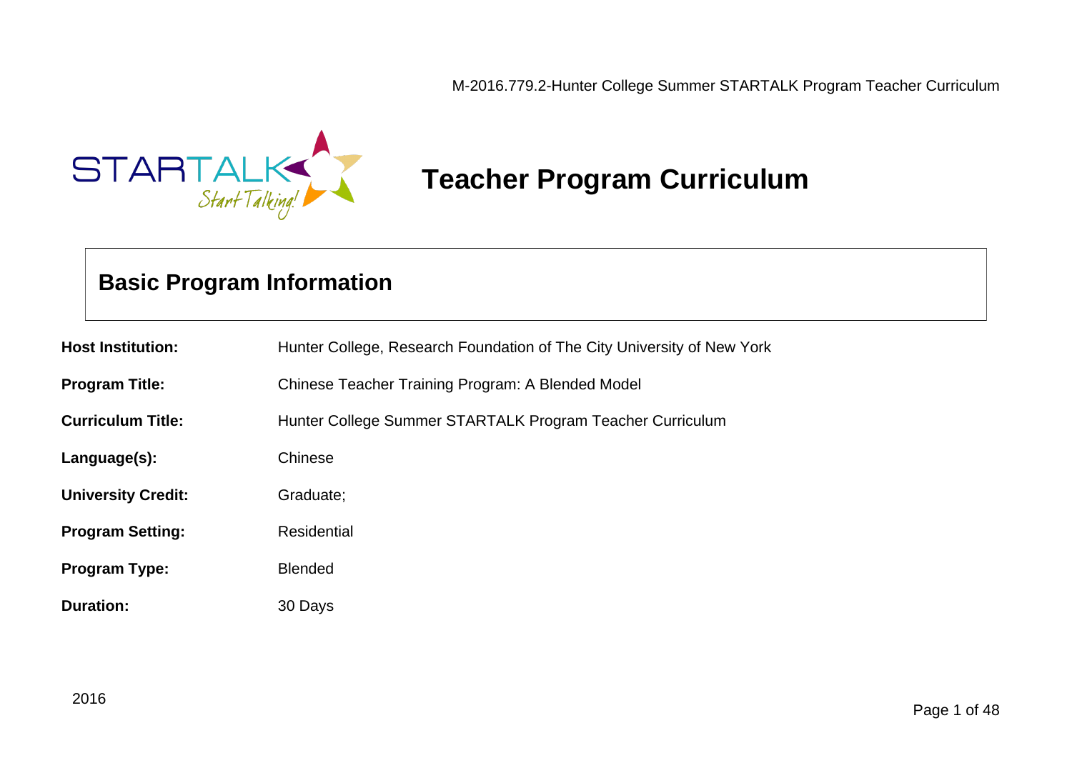# Teacher Program Curriculum

## Basic Program Information

**Host Institution:** Hunter College, Research Foundation of The City University of New York

**Program Title:** Chinese Teacher Training Program: A Blended Model

**Curriculum Title:** Hunter College Summer STARTALK Program Teacher Curriculum

**Language(s):** Chinese

**University Credit:** Graduate;

**Program Setting:** Residential

**Program Type:** Blended

**Duration:** 30 Days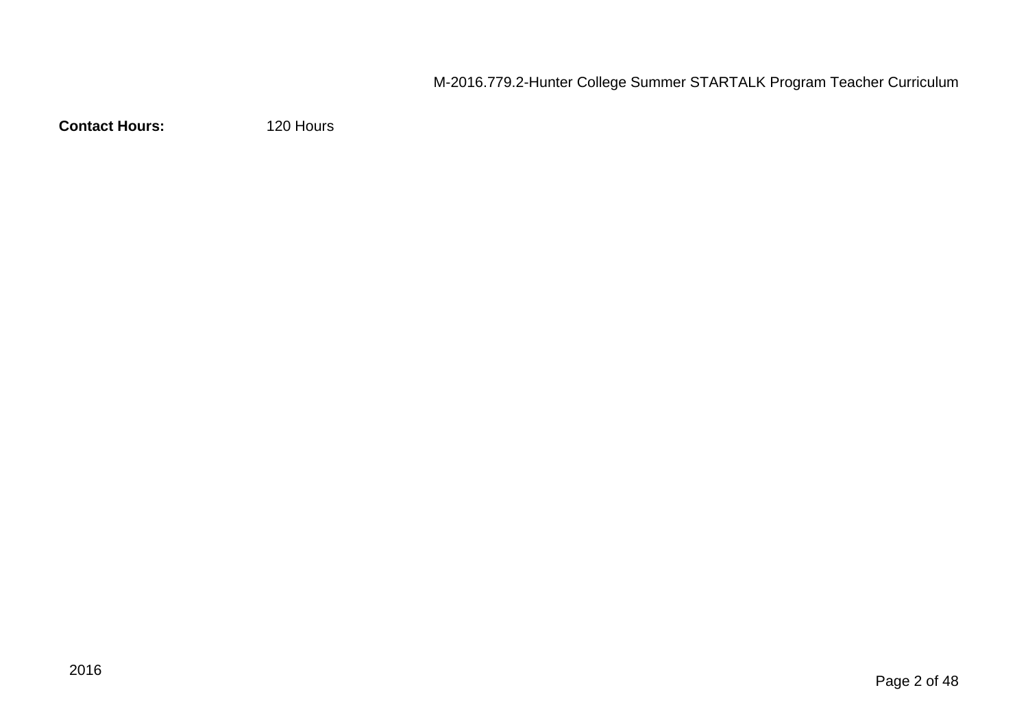**Contact Hours:** 120 Hours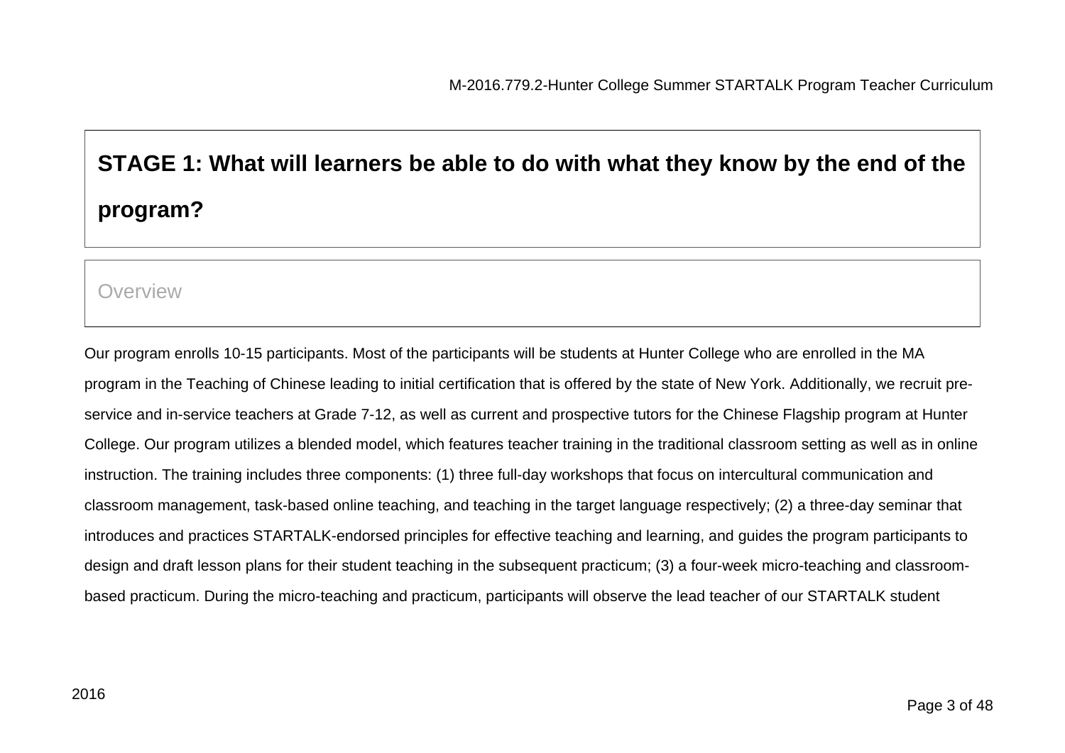## STAGE 1: What will learners be able to do with what they know by the end of the program?

### Overview

Our program enrolls 10-15 participants. Most of the participants will be students at Hunter College who are enrolled in the MA program in the Teaching of Chinese leading to initial certification that is offered by the state of New York. Additionally, we recruit pre-service and in-service teachers at Grade 7-12, as well as current and prospective tutors for the Chinese Flagship program at Hunter College. Our program utilizes a blended model, which features teacher training in the traditional classroom setting as well as in online instruction. The training includes three components: (1) three full-day workshops that focus on intercultural communication and classroom management, task-based online teaching, and teaching in the target language respectively; (2) a three-day seminar that introduces and practices STARTALK-endorsed principles for effective teaching and learning, and guides the program participants to design and draft lesson plans for their student teaching in the subsequent practicum; (3) a four-week micro-teaching and classroom-based practicum. During the micro-teaching and practicum, participants will observe the lead teacher of our STARTALK student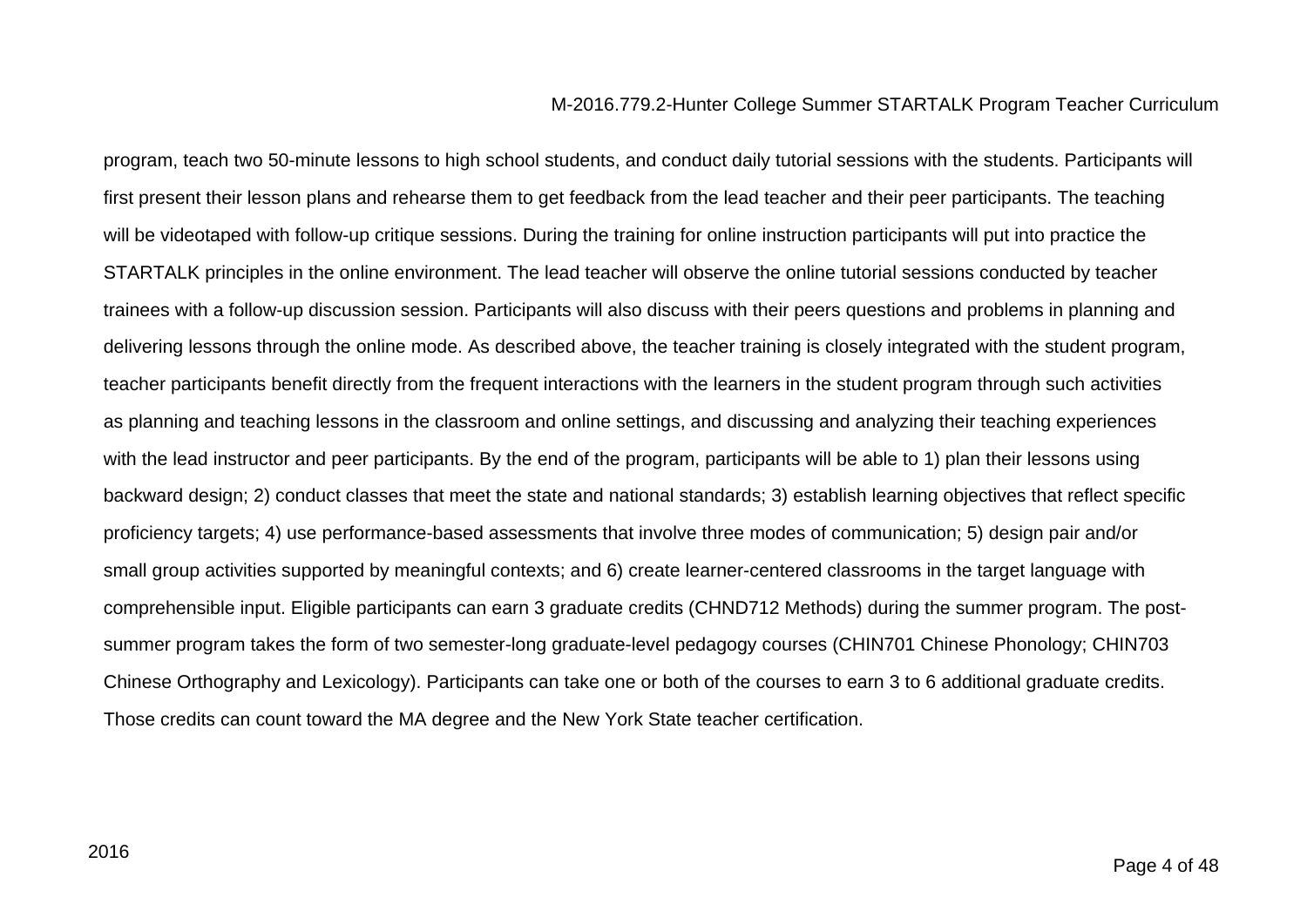program, teach two 50-minute lessons to high school students, and conduct daily tutorial sessions with the students. Participants will first present their lesson plans and rehearse them to get feedback from the lead teacher and their peer participants. The teaching will be videotaped with follow-up critique sessions. During the training for online instruction participants will put into practice the STARTALK principles in the online environment. The lead teacher will observe the online tutorial sessions conducted by teacher trainees with a follow-up discussion session. Participants will also discuss with their peers questions and problems in planning and delivering lessons through the online mode. As described above, the teacher training is closely integrated with the student program, teacher participants benefit directly from the frequent interactions with the learners in the student program through such activities as planning and teaching lessons in the classroom and online settings, and discussing and analyzing their teaching experiences with the lead instructor and peer participants. By the end of the program, participants will be able to 1) plan their lessons using backward design; 2) conduct classes that meet the state and national standards; 3) establish learning objectives that reflect specific proficiency targets; 4) use performance-based assessments that involve three modes of communication; 5) design pair and/or small group activities supported by meaningful contexts; and 6) create learner-centered classrooms in the target language with comprehensible input. Eligible participants can earn 3 graduate credits (CHND712 Methods) during the summer program. The post-summer program takes the form of two semester-long graduate-level pedagogy courses (CHIN701 Chinese Phonology; CHIN703 Chinese Orthography and Lexicology). Participants can take one or both of the courses to earn 3 to 6 additional graduate credits. Those credits can count toward the MA degree and the New York State teacher certification.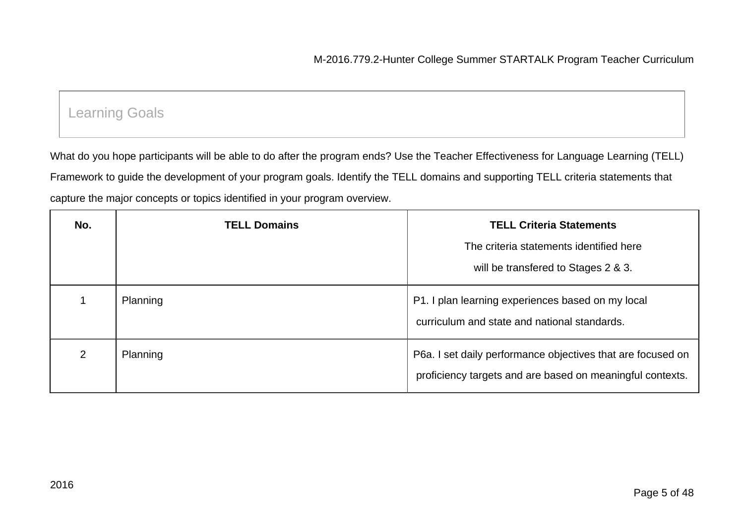## Learning Goals

What do you hope participants will be able to do after the program ends? Use the Teacher Effectiveness for Language Learning (TELL) Framework to guide the development of your program goals. Identify the TELL domains and supporting TELL criteria statements that capture the major concepts or topics identified in your program overview.

| No. | TELL Domains | TELL Criteria Statements<br>The criteria statements identified here will be transfered to Stages 2 & 3. |
|---|---|---|
| 1 | Planning | P1. I plan learning experiences based on my local curriculum and state and national standards. |
| 2 | Planning | P6a. I set daily performance objectives that are focused on proficiency targets and are based on meaningful contexts. |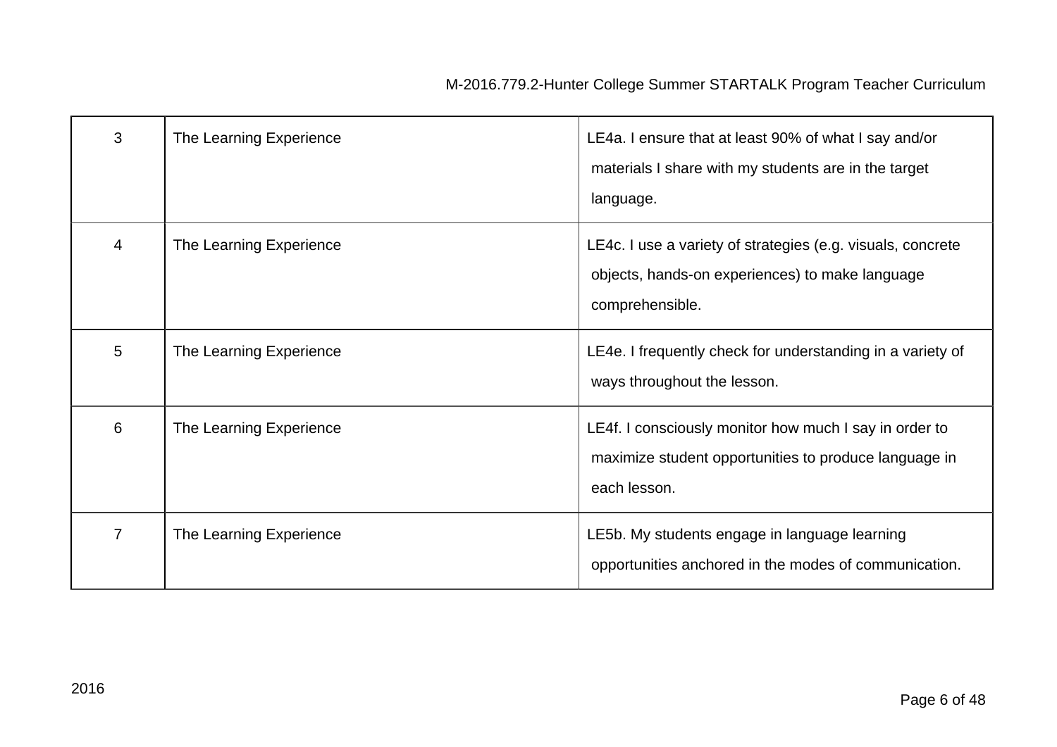| 3 | The Learning Experience | LE4a. I ensure that at least 90% of what I say and/or materials I share with my students are in the target language. |
|---|---|---|
| 4 | The Learning Experience | LE4c. I use a variety of strategies (e.g. visuals, concrete objects, hands-on experiences) to make language comprehensible. |
| 5 | The Learning Experience | LE4e. I frequently check for understanding in a variety of ways throughout the lesson. |
| 6 | The Learning Experience | LE4f. I consciously monitor how much I say in order to maximize student opportunities to produce language in each lesson. |
| 7 | The Learning Experience | LE5b. My students engage in language learning opportunities anchored in the modes of communication. |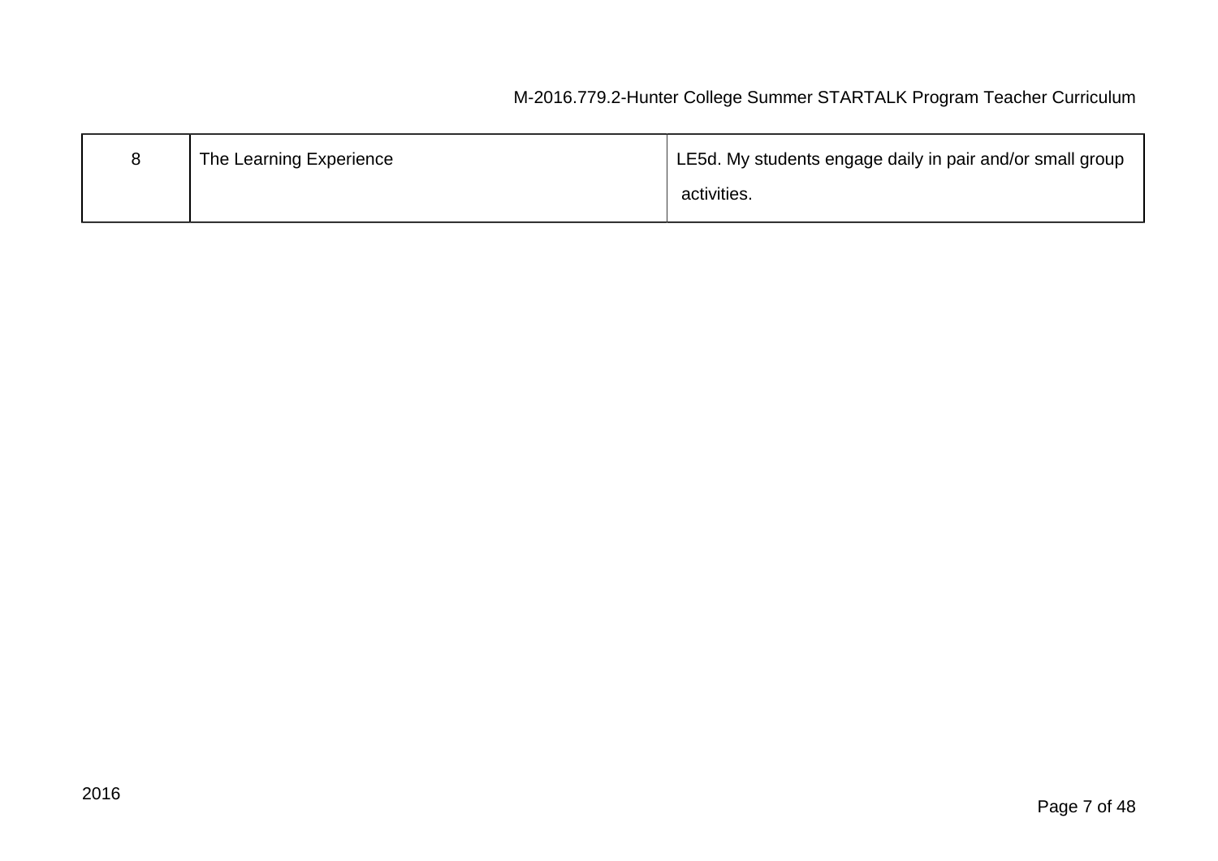| 8 | The Learning Experience | LE5d. My students engage daily in pair and/or small group activities. |
|---|---|---|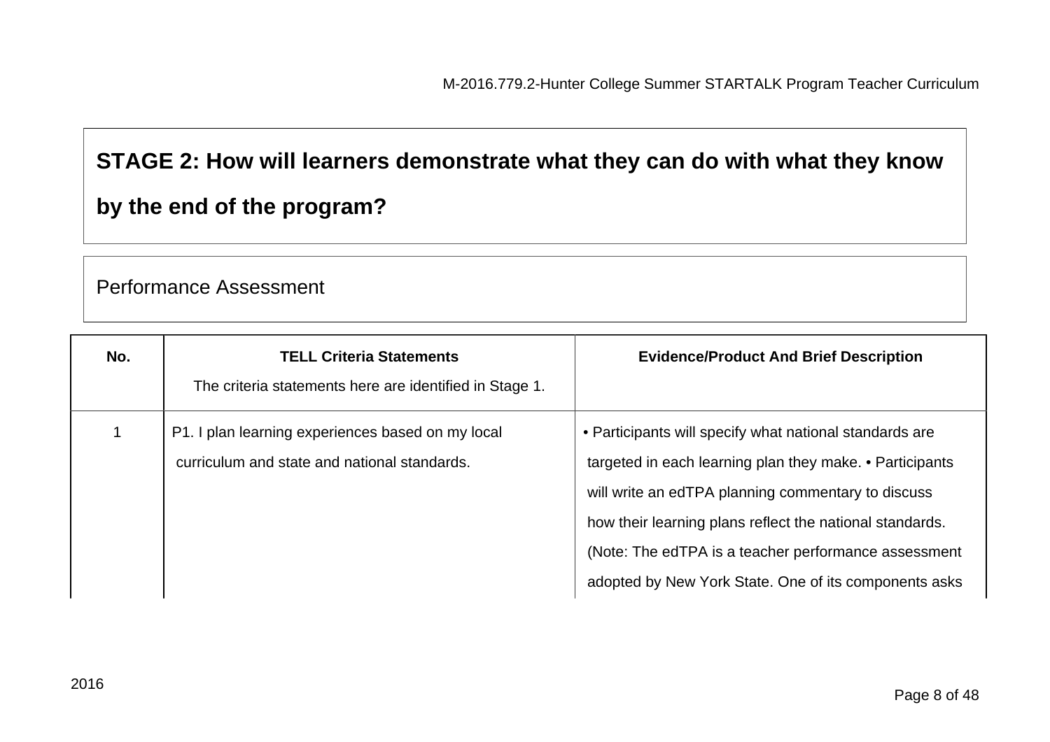## STAGE 2: How will learners demonstrate what they can do with what they know by the end of the program?

Performance Assessment

| No. | TELL Criteria Statements<br>The criteria statements here are identified in Stage 1. | Evidence/Product And Brief Description |
|---|---|---|
| 1 | P1. I plan learning experiences based on my local curriculum and state and national standards. | • Participants will specify what national standards are targeted in each learning plan they make. • Participants will write an edTPA planning commentary to discuss how their learning plans reflect the national standards. (Note: The edTPA is a teacher performance assessment adopted by New York State. One of its components asks |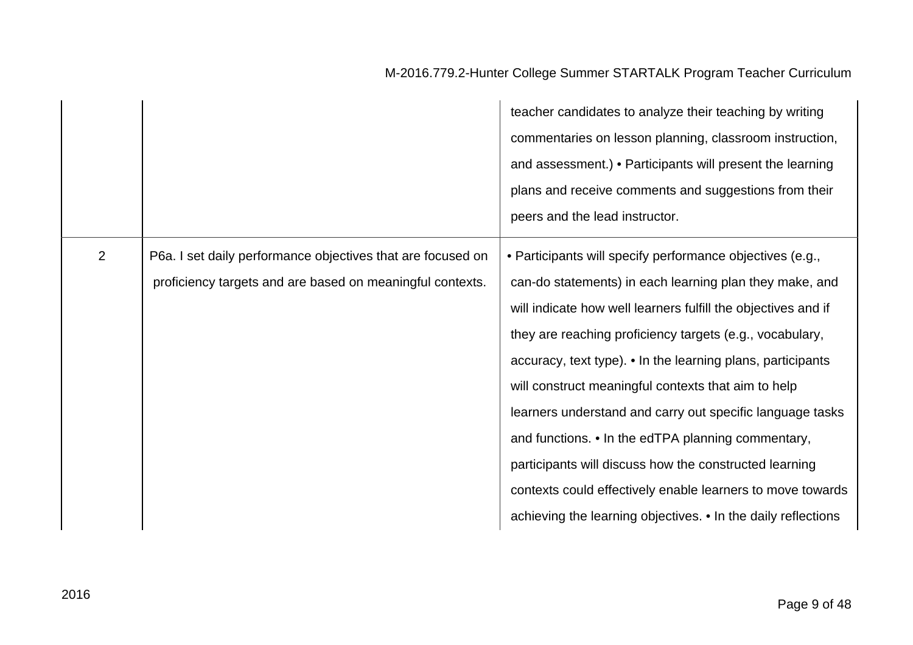| | | |
|---|---|---|
| | | teacher candidates to analyze their teaching by writing commentaries on lesson planning, classroom instruction, and assessment.) • Participants will present the learning plans and receive comments and suggestions from their peers and the lead instructor. |
| 2 | P6a. I set daily performance objectives that are focused on proficiency targets and are based on meaningful contexts. | • Participants will specify performance objectives (e.g., can-do statements) in each learning plan they make, and will indicate how well learners fulfill the objectives and if they are reaching proficiency targets (e.g., vocabulary, accuracy, text type). • In the learning plans, participants will construct meaningful contexts that aim to help learners understand and carry out specific language tasks and functions. • In the edTPA planning commentary, participants will discuss how the constructed learning contexts could effectively enable learners to move towards achieving the learning objectives. • In the daily reflections |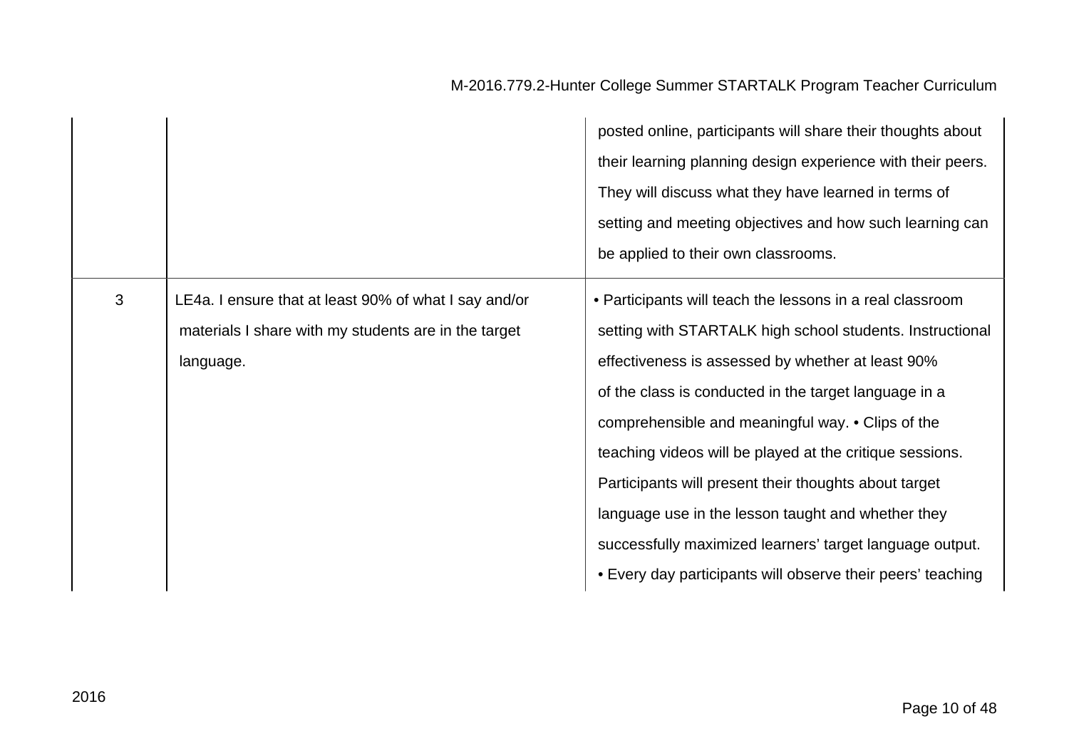| | | |
|---|---|---|
| | | posted online, participants will share their thoughts about their learning planning design experience with their peers. They will discuss what they have learned in terms of setting and meeting objectives and how such learning can be applied to their own classrooms. |
| 3 | LE4a. I ensure that at least 90% of what I say and/or materials I share with my students are in the target language. | • Participants will teach the lessons in a real classroom setting with STARTALK high school students. Instructional effectiveness is assessed by whether at least 90% of the class is conducted in the target language in a comprehensible and meaningful way. • Clips of the teaching videos will be played at the critique sessions. Participants will present their thoughts about target language use in the lesson taught and whether they successfully maximized learners' target language output. • Every day participants will observe their peers' teaching |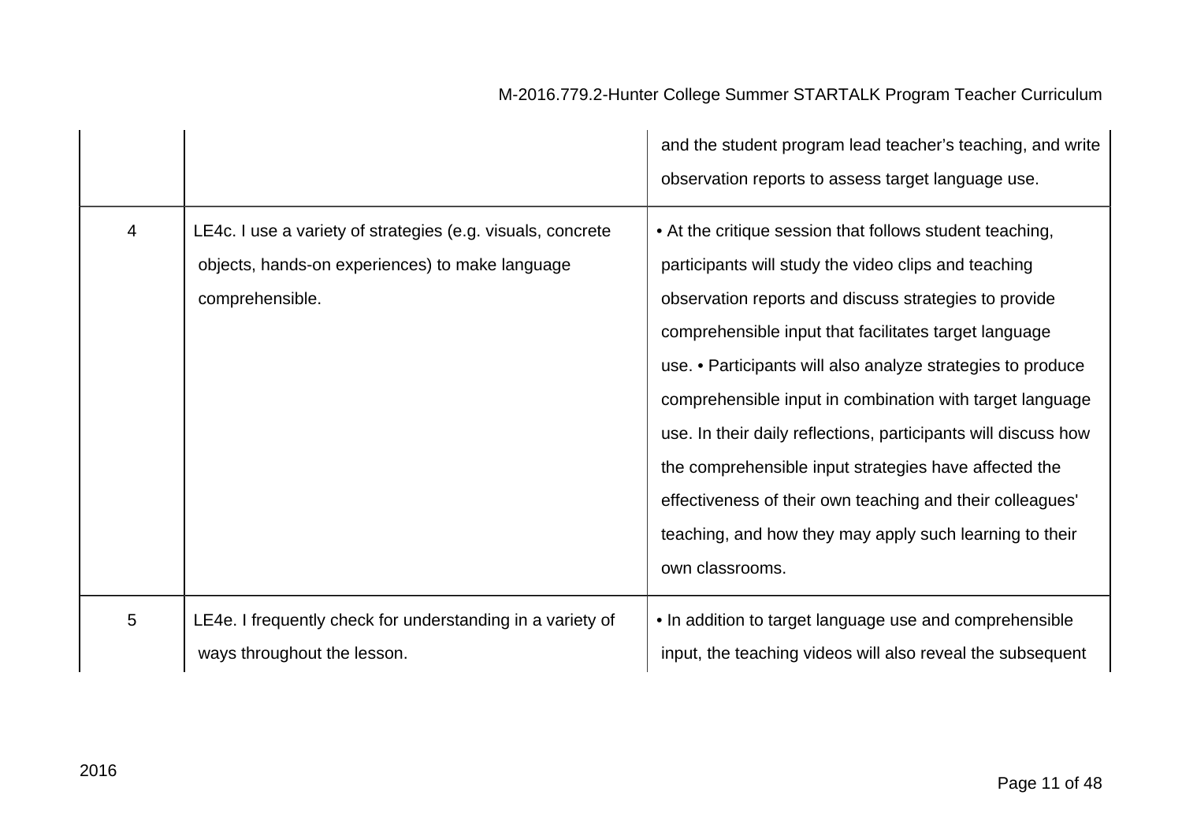| | | |
|---|---|---|
| | | and the student program lead teacher's teaching, and write observation reports to assess target language use. |
| 4 | LE4c. I use a variety of strategies (e.g. visuals, concrete objects, hands-on experiences) to make language comprehensible. | • At the critique session that follows student teaching, participants will study the video clips and teaching observation reports and discuss strategies to provide comprehensible input that facilitates target language use. • Participants will also analyze strategies to produce comprehensible input in combination with target language use. In their daily reflections, participants will discuss how the comprehensible input strategies have affected the effectiveness of their own teaching and their colleagues' teaching, and how they may apply such learning to their own classrooms. |
| 5 | LE4e. I frequently check for understanding in a variety of ways throughout the lesson. | • In addition to target language use and comprehensible input, the teaching videos will also reveal the subsequent |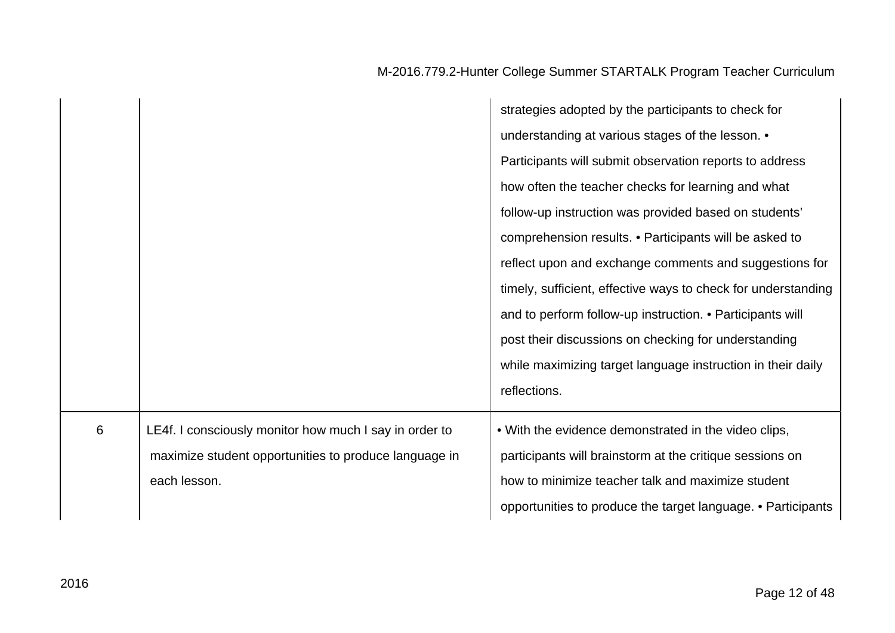| | | |
|---|---|---|
| | | strategies adopted by the participants to check for understanding at various stages of the lesson. • Participants will submit observation reports to address how often the teacher checks for learning and what follow-up instruction was provided based on students' comprehension results. • Participants will be asked to reflect upon and exchange comments and suggestions for timely, sufficient, effective ways to check for understanding and to perform follow-up instruction. • Participants will post their discussions on checking for understanding while maximizing target language instruction in their daily reflections. |
| 6 | LE4f. I consciously monitor how much I say in order to maximize student opportunities to produce language in each lesson. | • With the evidence demonstrated in the video clips, participants will brainstorm at the critique sessions on how to minimize teacher talk and maximize student opportunities to produce the target language. • Participants |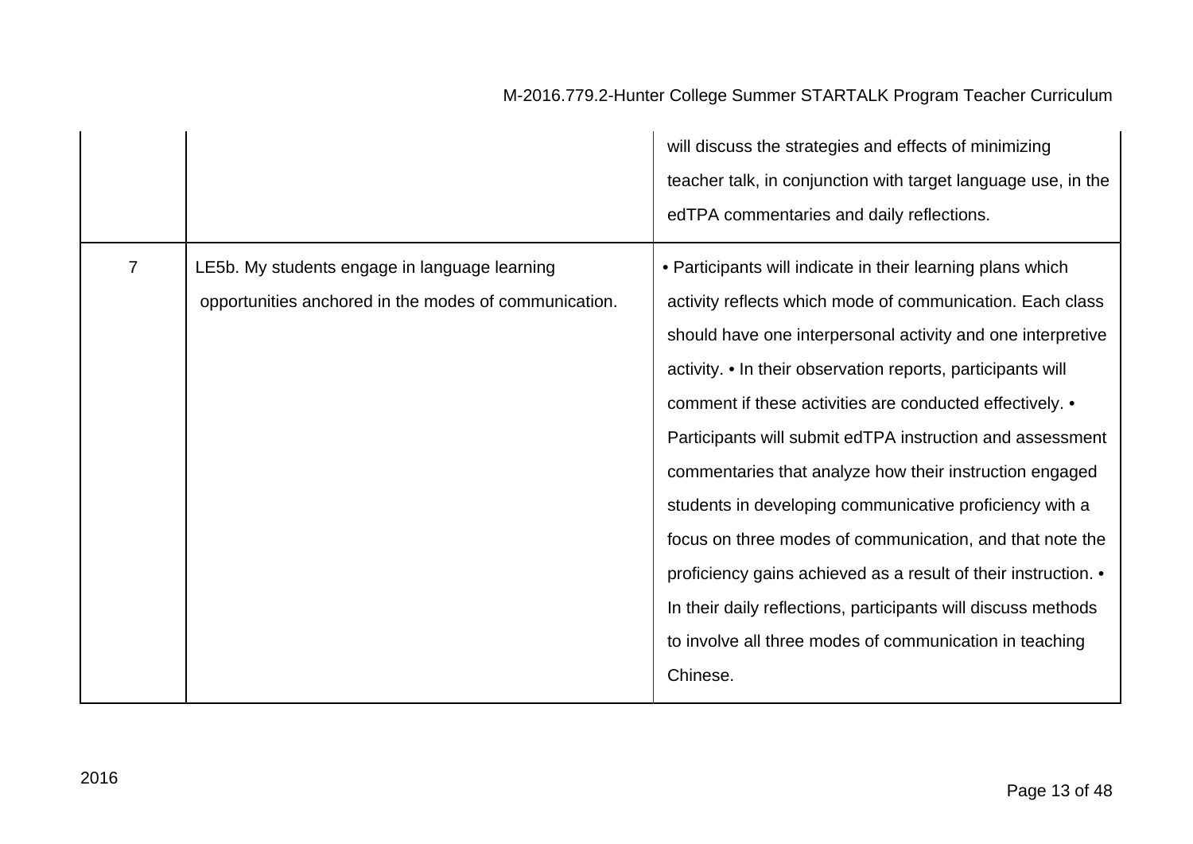| | | |
|---|---|---|
| | | will discuss the strategies and effects of minimizing teacher talk, in conjunction with target language use, in the edTPA commentaries and daily reflections. |
| 7 | LE5b. My students engage in language learning opportunities anchored in the modes of communication. | • Participants will indicate in their learning plans which activity reflects which mode of communication. Each class should have one interpersonal activity and one interpretive activity. • In their observation reports, participants will comment if these activities are conducted effectively. • Participants will submit edTPA instruction and assessment commentaries that analyze how their instruction engaged students in developing communicative proficiency with a focus on three modes of communication, and that note the proficiency gains achieved as a result of their instruction. • In their daily reflections, participants will discuss methods to involve all three modes of communication in teaching Chinese. |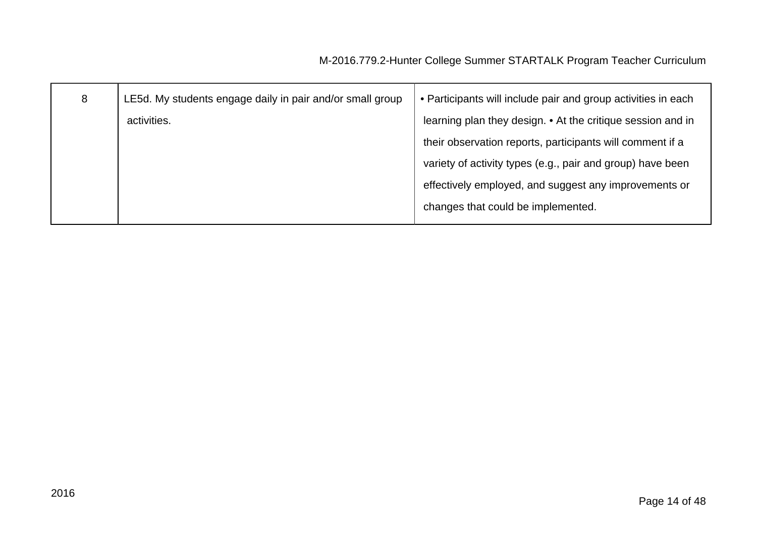| 8 | LE5d. My students engage daily in pair and/or small group activities. | • Participants will include pair and group activities in each learning plan they design. • At the critique session and in their observation reports, participants will comment if a variety of activity types (e.g., pair and group) have been effectively employed, and suggest any improvements or changes that could be implemented. |
|---|---|---|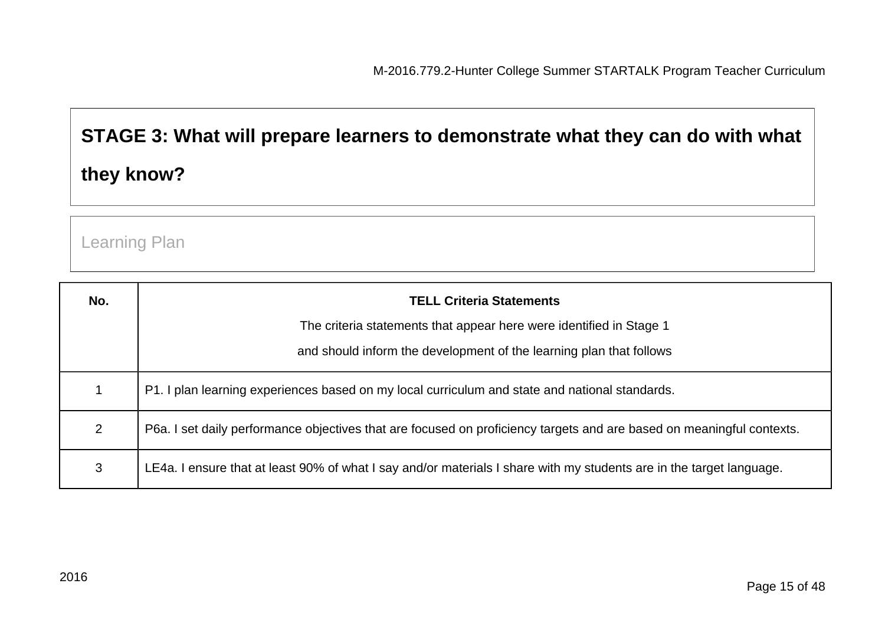## STAGE 3: What will prepare learners to demonstrate what they can do with what they know?

Learning Plan

| No. | **TELL Criteria Statements**<br>The criteria statements that appear here were identified in Stage 1<br>and should inform the development of the learning plan that follows |
|---|---|
| 1 | P1. I plan learning experiences based on my local curriculum and state and national standards. |
| 2 | P6a. I set daily performance objectives that are focused on proficiency targets and are based on meaningful contexts. |
| 3 | LE4a. I ensure that at least 90% of what I say and/or materials I share with my students are in the target language. |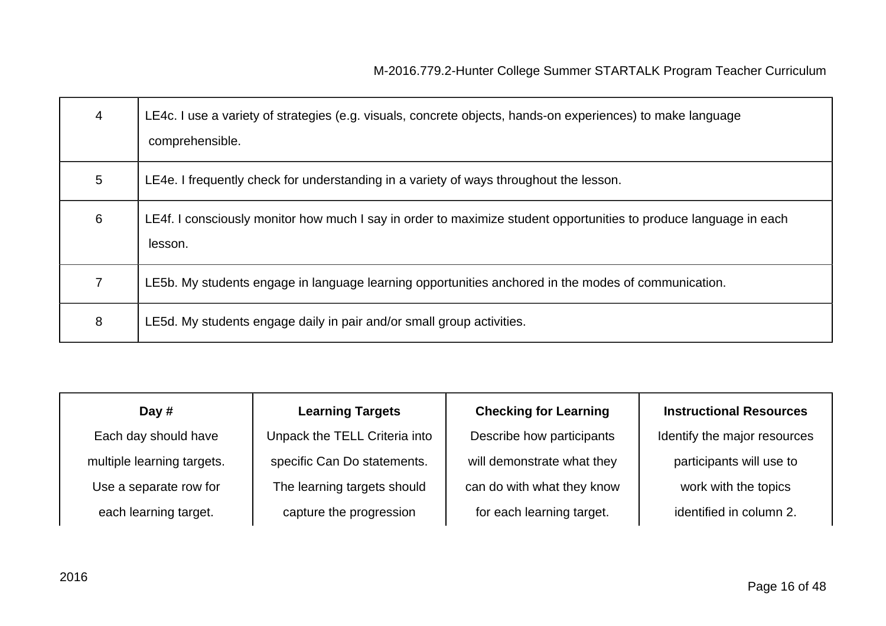| | |
|---|---|
| 4 | LE4c. I use a variety of strategies (e.g. visuals, concrete objects, hands-on experiences) to make language comprehensible. |
| 5 | LE4e. I frequently check for understanding in a variety of ways throughout the lesson. |
| 6 | LE4f. I consciously monitor how much I say in order to maximize student opportunities to produce language in each lesson. |
| 7 | LE5b. My students engage in language learning opportunities anchored in the modes of communication. |
| 8 | LE5d. My students engage daily in pair and/or small group activities. |

| **Day #** Each day should have multiple learning targets. Use a separate row for each learning target. | **Learning Targets** Unpack the TELL Criteria into specific Can Do statements. The learning targets should capture the progression | **Checking for Learning** Describe how participants will demonstrate what they can do with what they know for each learning target. | **Instructional Resources** Identify the major resources participants will use to work with the topics identified in column 2. |
|---|---|---|---|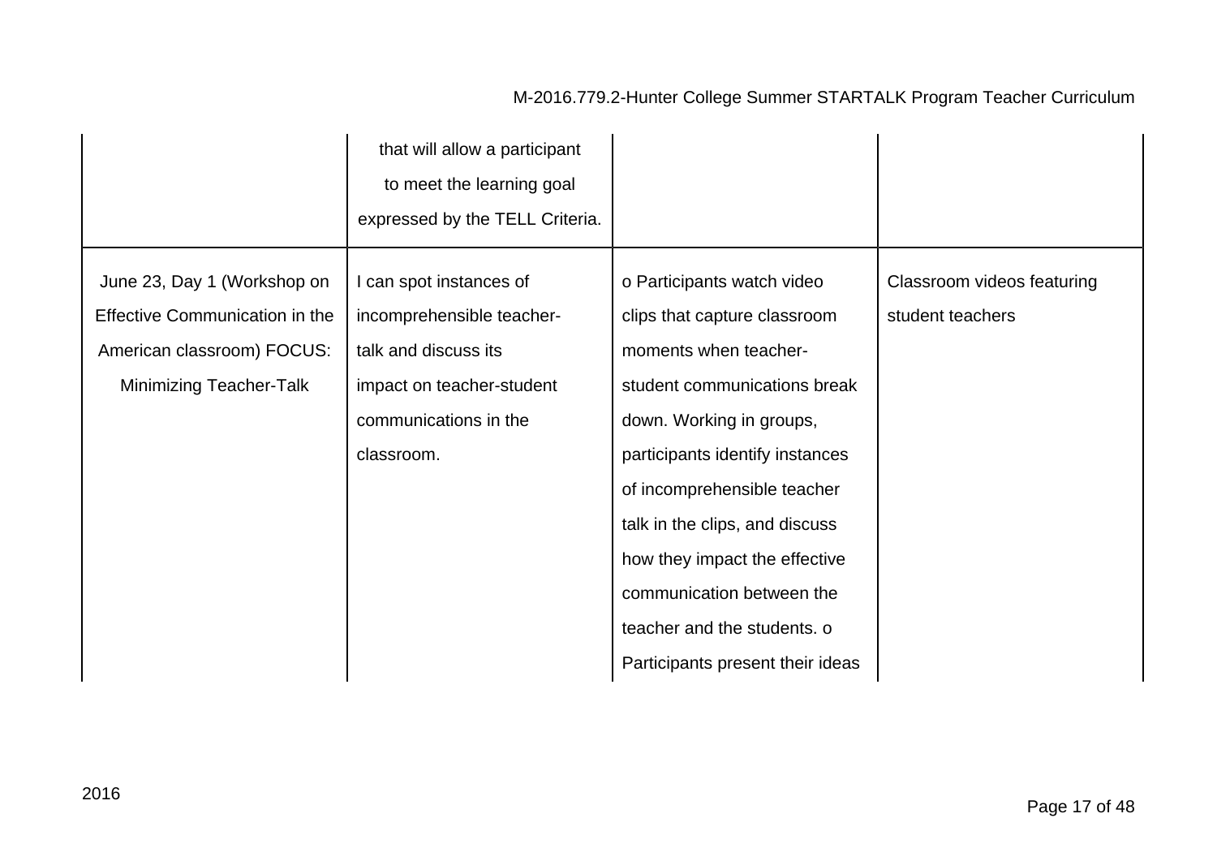| | | | |
|---|---|---|---|
| | that will allow a participant to meet the learning goal expressed by the TELL Criteria. | | |
| June 23, Day 1 (Workshop on Effective Communication in the American classroom) FOCUS: Minimizing Teacher-Talk | I can spot instances of incomprehensible teacher-talk and discuss its impact on teacher-student communications in the classroom. | o Participants watch video clips that capture classroom moments when teacher-student communications break down. Working in groups, participants identify instances of incomprehensible teacher talk in the clips, and discuss how they impact the effective communication between the teacher and the students. o Participants present their ideas | Classroom videos featuring student teachers |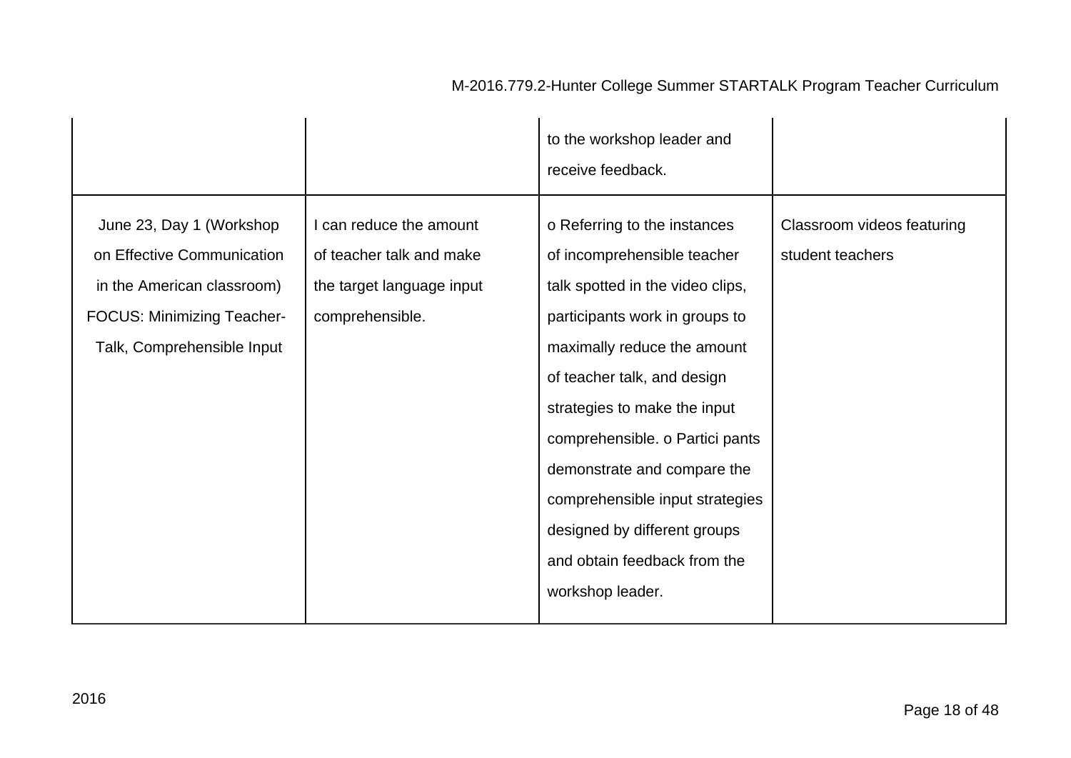| | | | |
|---|---|---|---|
| | | to the workshop leader and receive feedback. | |
| June 23, Day 1 (Workshop on Effective Communication in the American classroom) FOCUS: Minimizing Teacher-Talk, Comprehensible Input | I can reduce the amount of teacher talk and make the target language input comprehensible. | o Referring to the instances of incomprehensible teacher talk spotted in the video clips, participants work in groups to maximally reduce the amount of teacher talk, and design strategies to make the input comprehensible. o Partici pants demonstrate and compare the comprehensible input strategies designed by different groups and obtain feedback from the workshop leader. | Classroom videos featuring student teachers |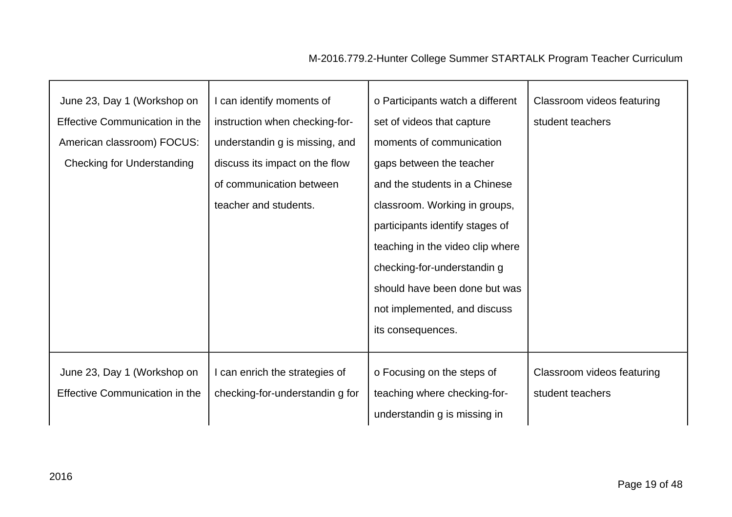| | | | |
|---|---|---|---|
| June 23, Day 1 (Workshop on Effective Communication in the American classroom) FOCUS: Checking for Understanding | I can identify moments of instruction when checking-for-understandin g is missing, and discuss its impact on the flow of communication between teacher and students. | o Participants watch a different set of videos that capture moments of communication gaps between the teacher and the students in a Chinese classroom. Working in groups, participants identify stages of teaching in the video clip where checking-for-understandin g should have been done but was not implemented, and discuss its consequences. | Classroom videos featuring student teachers |
| June 23, Day 1 (Workshop on Effective Communication in the | I can enrich the strategies of checking-for-understandin g for | o Focusing on the steps of teaching where checking-for-understandin g is missing in | Classroom videos featuring student teachers |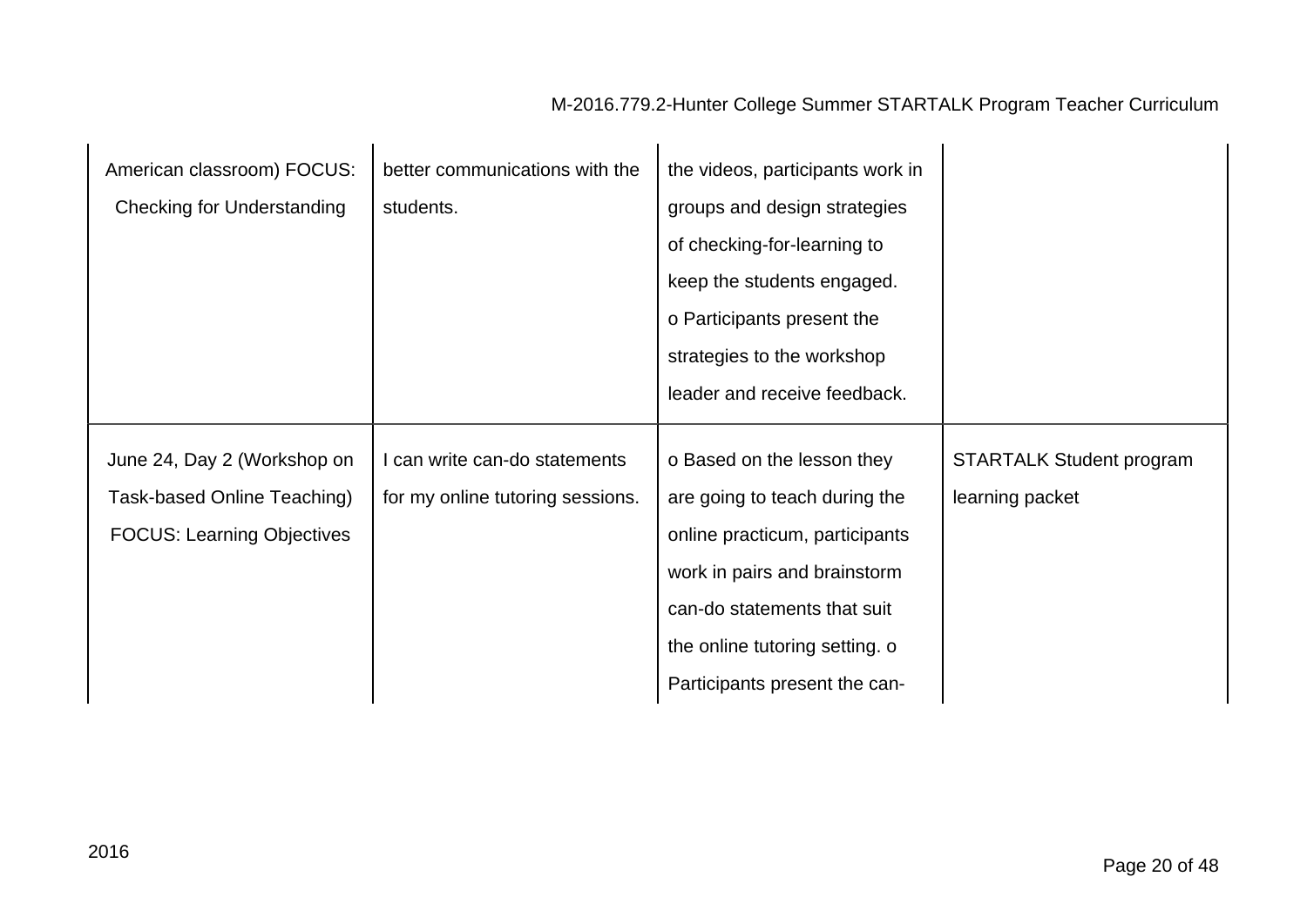| | | | |
|---|---|---|---|
| American classroom) FOCUS: Checking for Understanding | better communications with the students. | the videos, participants work in groups and design strategies of checking-for-learning to keep the students engaged. o Participants present the strategies to the workshop leader and receive feedback. | |
| June 24, Day 2 (Workshop on Task-based Online Teaching) FOCUS: Learning Objectives | I can write can-do statements for my online tutoring sessions. | o Based on the lesson they are going to teach during the online practicum, participants work in pairs and brainstorm can-do statements that suit the online tutoring setting. o Participants present the can- | STARTALK Student program learning packet |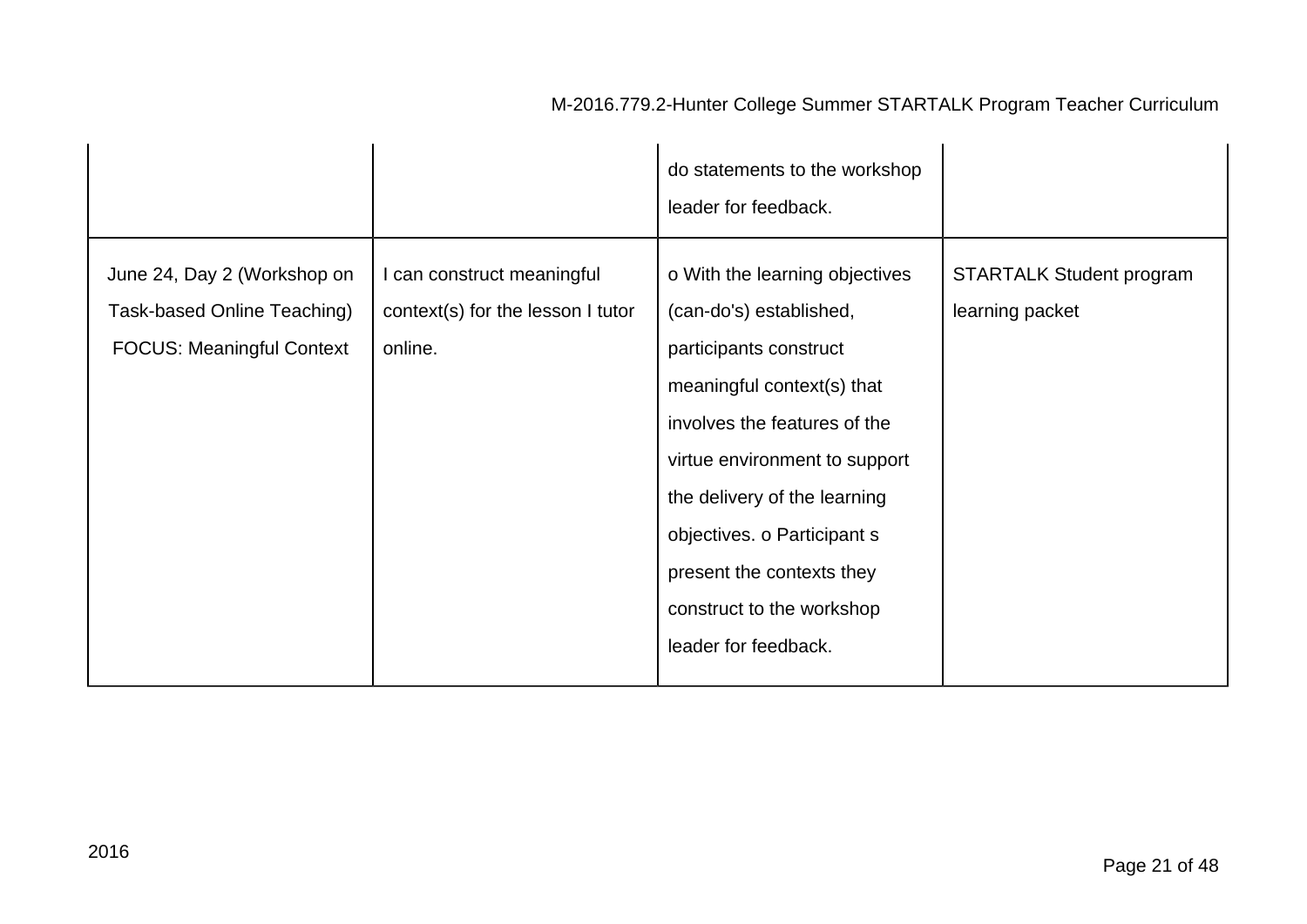| | | | |
|---|---|---|---|
| | | do statements to the workshop leader for feedback. | |
| June 24, Day 2 (Workshop on Task-based Online Teaching) FOCUS: Meaningful Context | I can construct meaningful context(s) for the lesson I tutor online. | o With the learning objectives (can-do's) established, participants construct meaningful context(s) that involves the features of the virtue environment to support the delivery of the learning objectives. o Participant s present the contexts they construct to the workshop leader for feedback. | STARTALK Student program learning packet |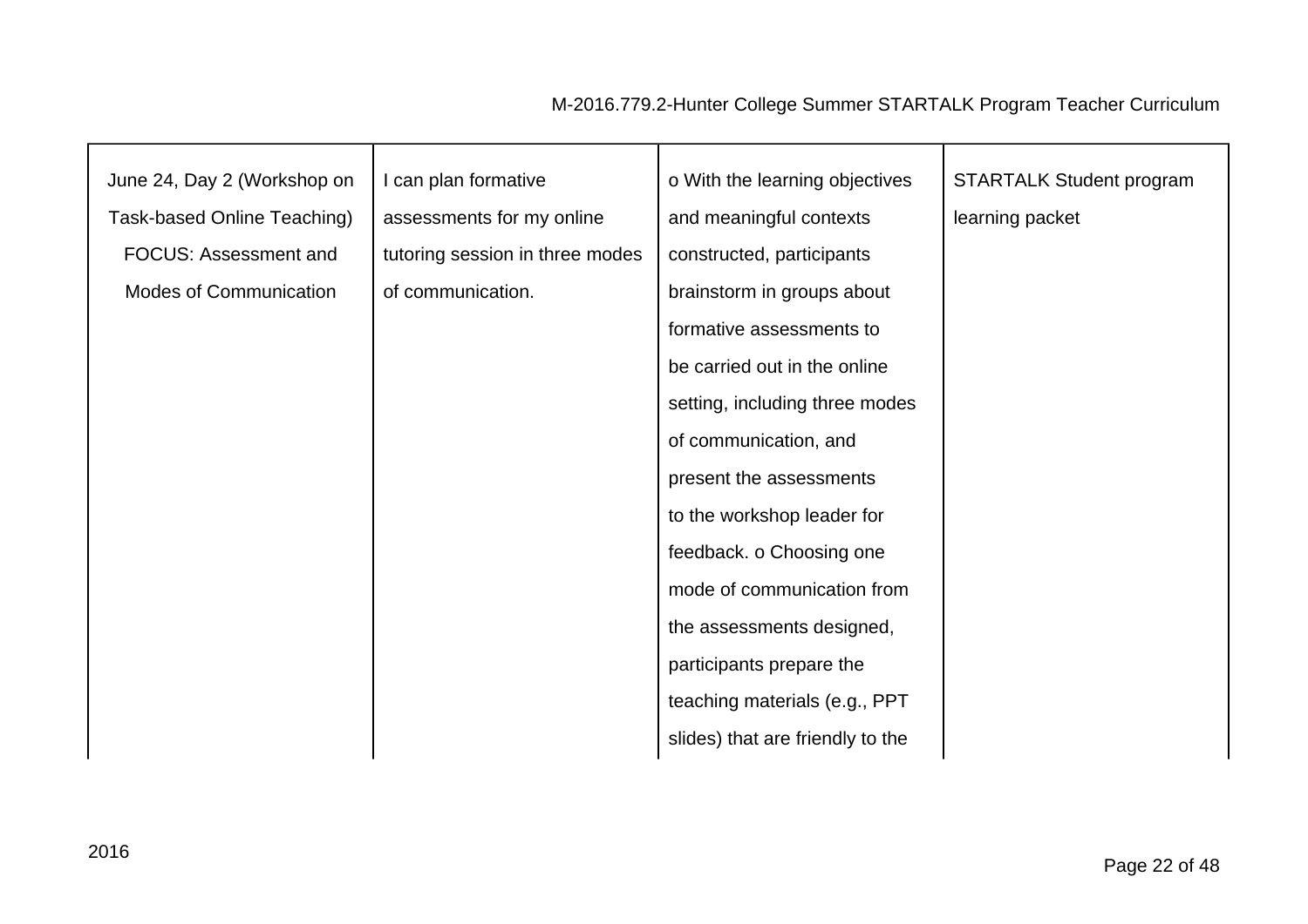| June 24, Day 2 (Workshop on Task-based Online Teaching) FOCUS: Assessment and Modes of Communication | I can plan formative assessments for my online tutoring session in three modes of communication. | o With the learning objectives and meaningful contexts constructed, participants brainstorm in groups about formative assessments to be carried out in the online setting, including three modes of communication, and present the assessments to the workshop leader for feedback. o Choosing one mode of communication from the assessments designed, participants prepare the teaching materials (e.g., PPT slides) that are friendly to the | STARTALK Student program learning packet |
|---|---|---|---|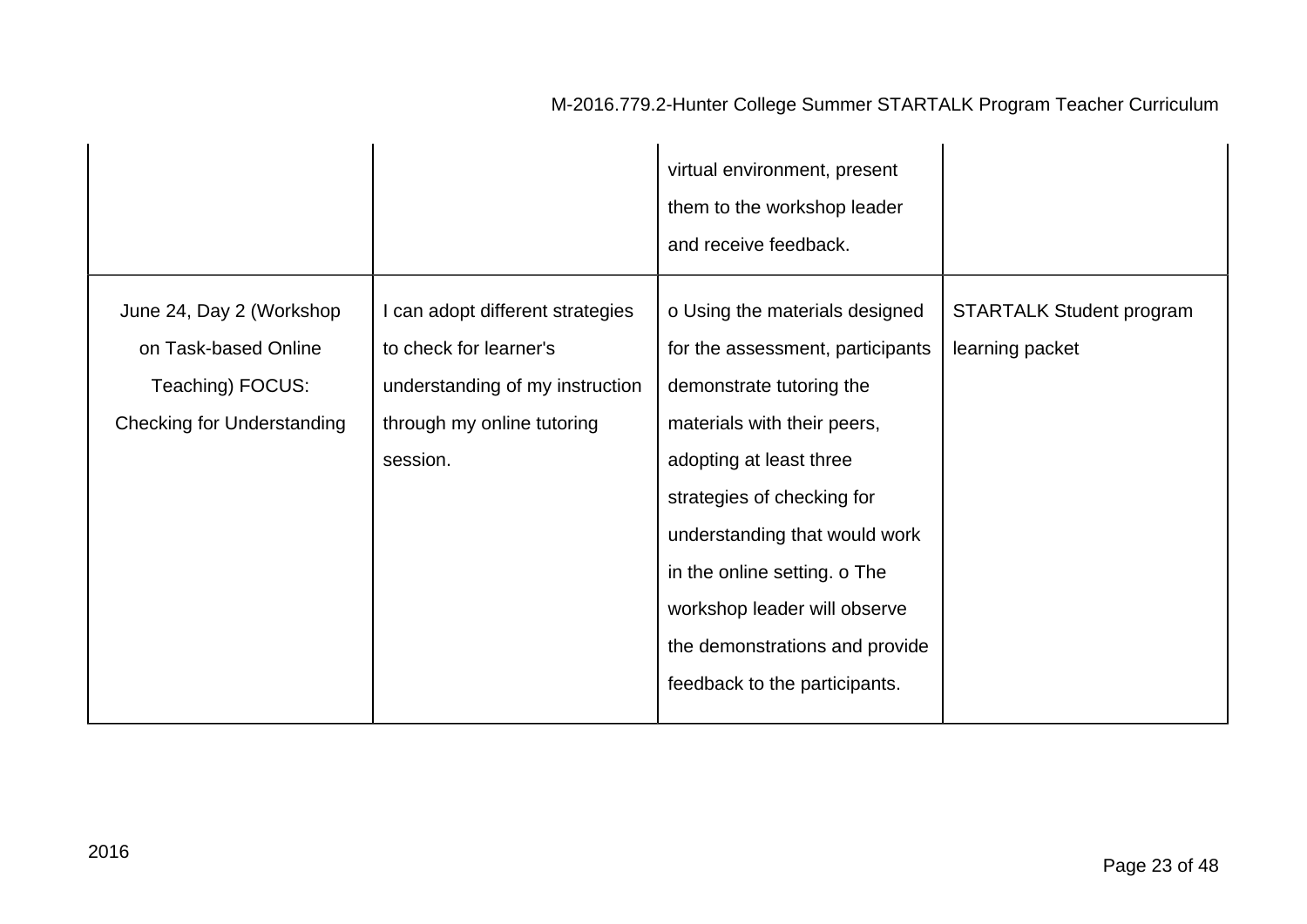| | | | |
|---|---|---|---|
| | | virtual environment, present them to the workshop leader and receive feedback. | |
| June 24, Day 2 (Workshop on Task-based Online Teaching) FOCUS: Checking for Understanding | I can adopt different strategies to check for learner's understanding of my instruction through my online tutoring session. | o Using the materials designed for the assessment, participants demonstrate tutoring the materials with their peers, adopting at least three strategies of checking for understanding that would work in the online setting. o The workshop leader will observe the demonstrations and provide feedback to the participants. | STARTALK Student program learning packet |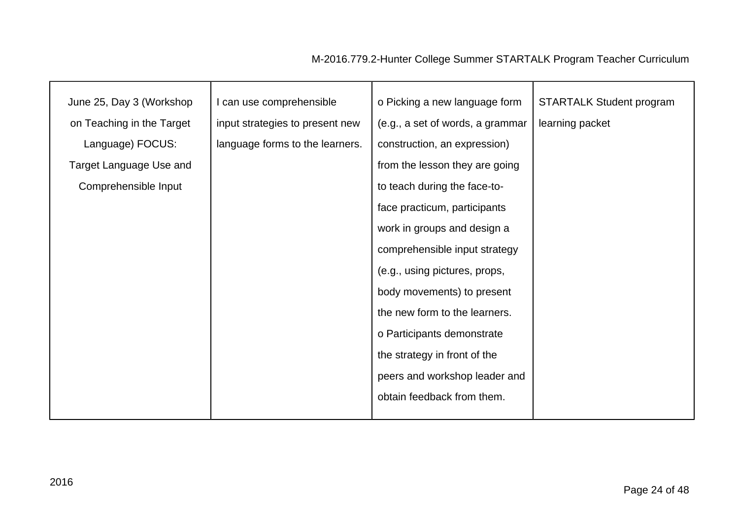| | | | |
|---|---|---|---|
| June 25, Day 3 (Workshop on Teaching in the Target Language) FOCUS: Target Language Use and Comprehensible Input | I can use comprehensible input strategies to present new language forms to the learners. | o Picking a new language form (e.g., a set of words, a grammar construction, an expression) from the lesson they are going to teach during the face-to-face practicum, participants work in groups and design a comprehensible input strategy (e.g., using pictures, props, body movements) to present the new form to the learners.<br>o Participants demonstrate the strategy in front of the peers and workshop leader and obtain feedback from them. | STARTALK Student program learning packet |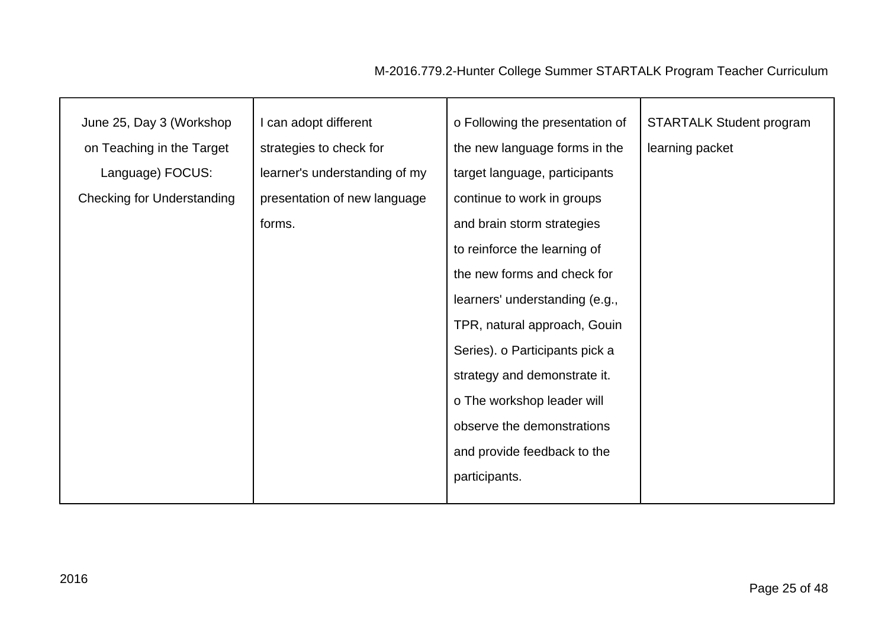| | | | |
|---|---|---|---|
| June 25, Day 3 (Workshop on Teaching in the Target Language) FOCUS: Checking for Understanding | I can adopt different strategies to check for learner's understanding of my presentation of new language forms. | o Following the presentation of the new language forms in the target language, participants continue to work in groups and brain storm strategies to reinforce the learning of the new forms and check for learners' understanding (e.g., TPR, natural approach, Gouin Series). o Participants pick a strategy and demonstrate it. o The workshop leader will observe the demonstrations and provide feedback to the participants. | STARTALK Student program learning packet |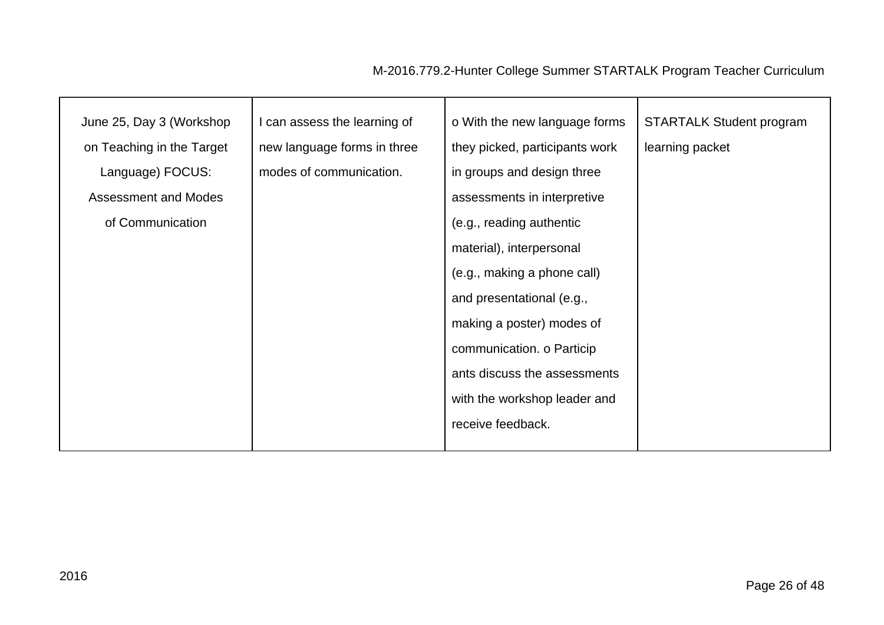| June 25, Day 3 (Workshop on Teaching in the Target Language) FOCUS: Assessment and Modes of Communication | I can assess the learning of new language forms in three modes of communication. | o With the new language forms they picked, participants work in groups and design three assessments in interpretive (e.g., reading authentic material), interpersonal (e.g., making a phone call) and presentational (e.g., making a poster) modes of communication. o Particip ants discuss the assessments with the workshop leader and receive feedback. | STARTALK Student program learning packet |
|---|---|---|---|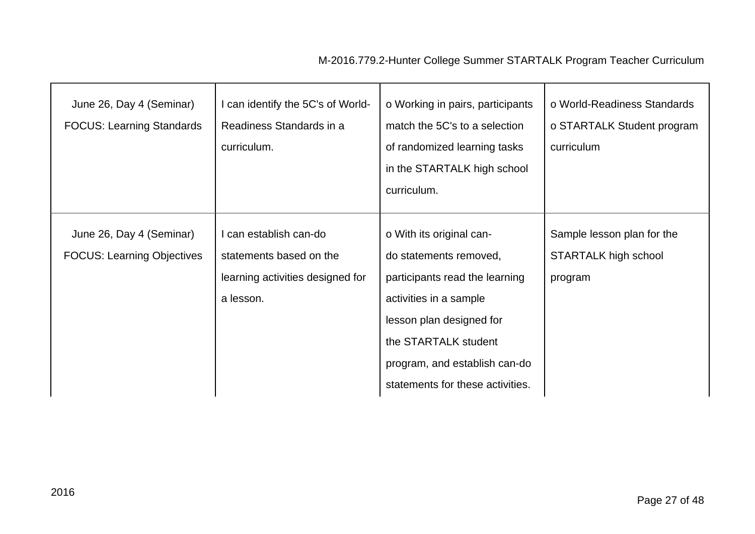| | | | |
|---|---|---|---|
| June 26, Day 4 (Seminar) FOCUS: Learning Standards | I can identify the 5C's of World-Readiness Standards in a curriculum. | o Working in pairs, participants match the 5C's to a selection of randomized learning tasks in the STARTALK high school curriculum. | o World-Readiness Standards<br>o STARTALK Student program curriculum |
| June 26, Day 4 (Seminar) FOCUS: Learning Objectives | I can establish can-do statements based on the learning activities designed for a lesson. | o With its original can-do statements removed, participants read the learning activities in a sample lesson plan designed for the STARTALK student program, and establish can-do statements for these activities. | Sample lesson plan for the STARTALK high school program |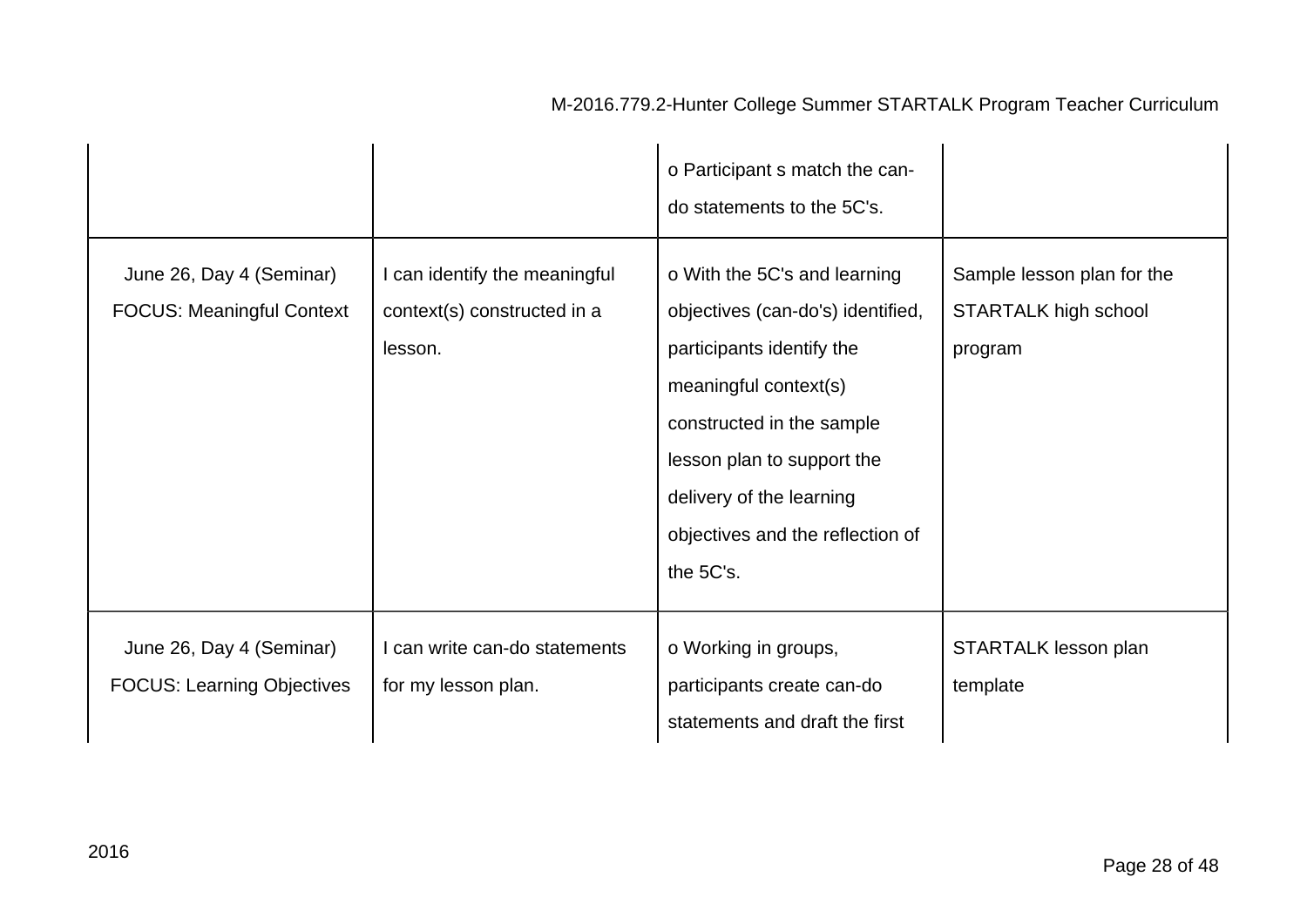| | | | |
|---|---|---|---|
| | | o Participant s match the can-do statements to the 5C's. | |
| June 26, Day 4 (Seminar) FOCUS: Meaningful Context | I can identify the meaningful context(s) constructed in a lesson. | o With the 5C's and learning objectives (can-do's) identified, participants identify the meaningful context(s) constructed in the sample lesson plan to support the delivery of the learning objectives and the reflection of the 5C's. | Sample lesson plan for the STARTALK high school program |
| June 26, Day 4 (Seminar) FOCUS: Learning Objectives | I can write can-do statements for my lesson plan. | o Working in groups, participants create can-do statements and draft the first | STARTALK lesson plan template |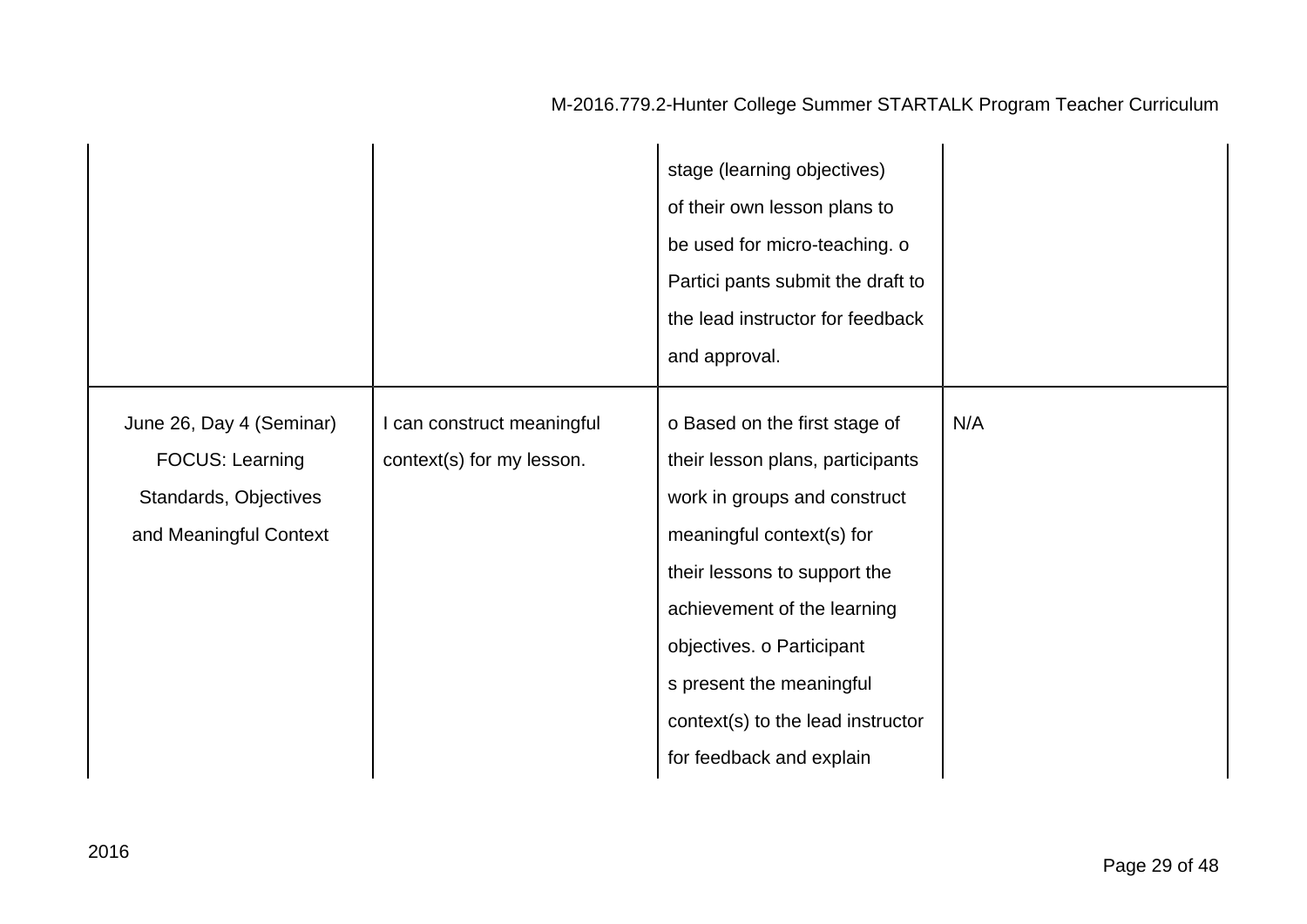| | | | |
|---|---|---|---|
| | | stage (learning objectives) of their own lesson plans to be used for micro-teaching. o Partici pants submit the draft to the lead instructor for feedback and approval. | |
| June 26, Day 4 (Seminar) FOCUS: Learning Standards, Objectives and Meaningful Context | I can construct meaningful context(s) for my lesson. | o Based on the first stage of their lesson plans, participants work in groups and construct meaningful context(s) for their lessons to support the achievement of the learning objectives. o Participant s present the meaningful context(s) to the lead instructor for feedback and explain | N/A |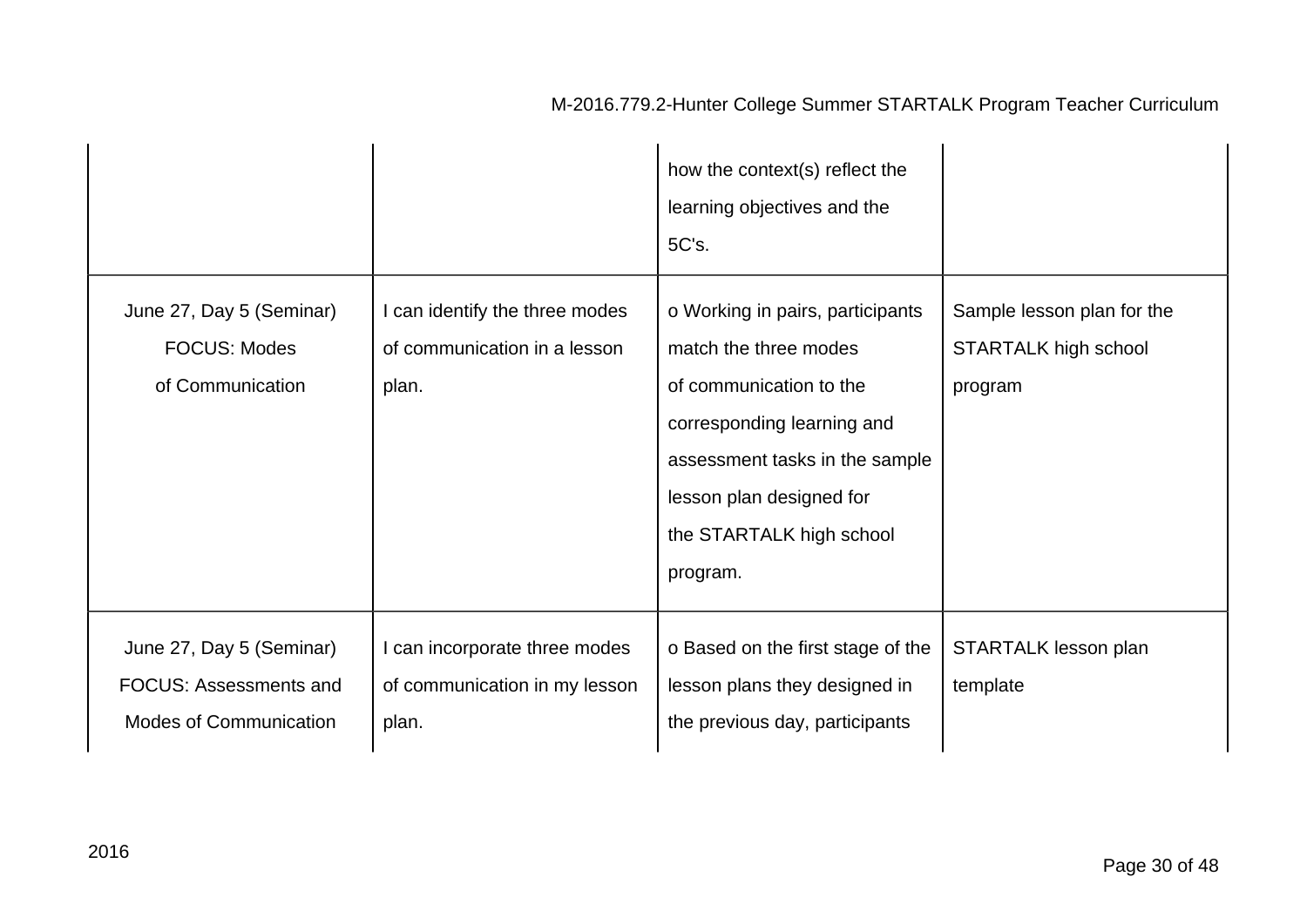| | | | |
|---|---|---|---|
| | | how the context(s) reflect the learning objectives and the 5C's. | |
| June 27, Day 5 (Seminar) FOCUS: Modes of Communication | I can identify the three modes of communication in a lesson plan. | o Working in pairs, participants match the three modes of communication to the corresponding learning and assessment tasks in the sample lesson plan designed for the STARTALK high school program. | Sample lesson plan for the STARTALK high school program |
| June 27, Day 5 (Seminar) FOCUS: Assessments and Modes of Communication | I can incorporate three modes of communication in my lesson plan. | o Based on the first stage of the lesson plans they designed in the previous day, participants | STARTALK lesson plan template |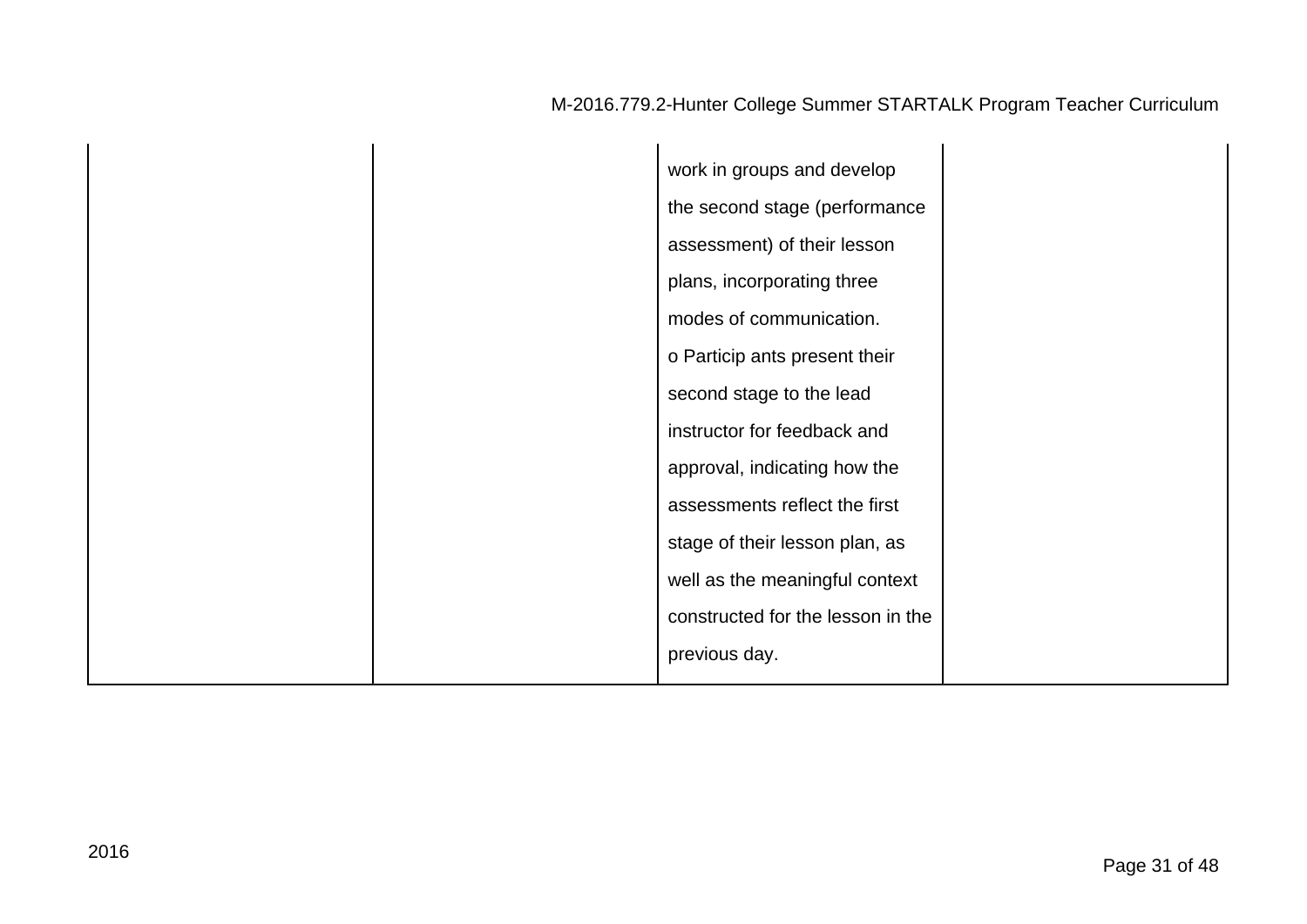| | | | |
|---|---|---|---|
| | | work in groups and develop the second stage (performance assessment) of their lesson plans, incorporating three modes of communication.<br>o Particip ants present their second stage to the lead instructor for feedback and approval, indicating how the assessments reflect the first stage of their lesson plan, as well as the meaningful context constructed for the lesson in the previous day. | |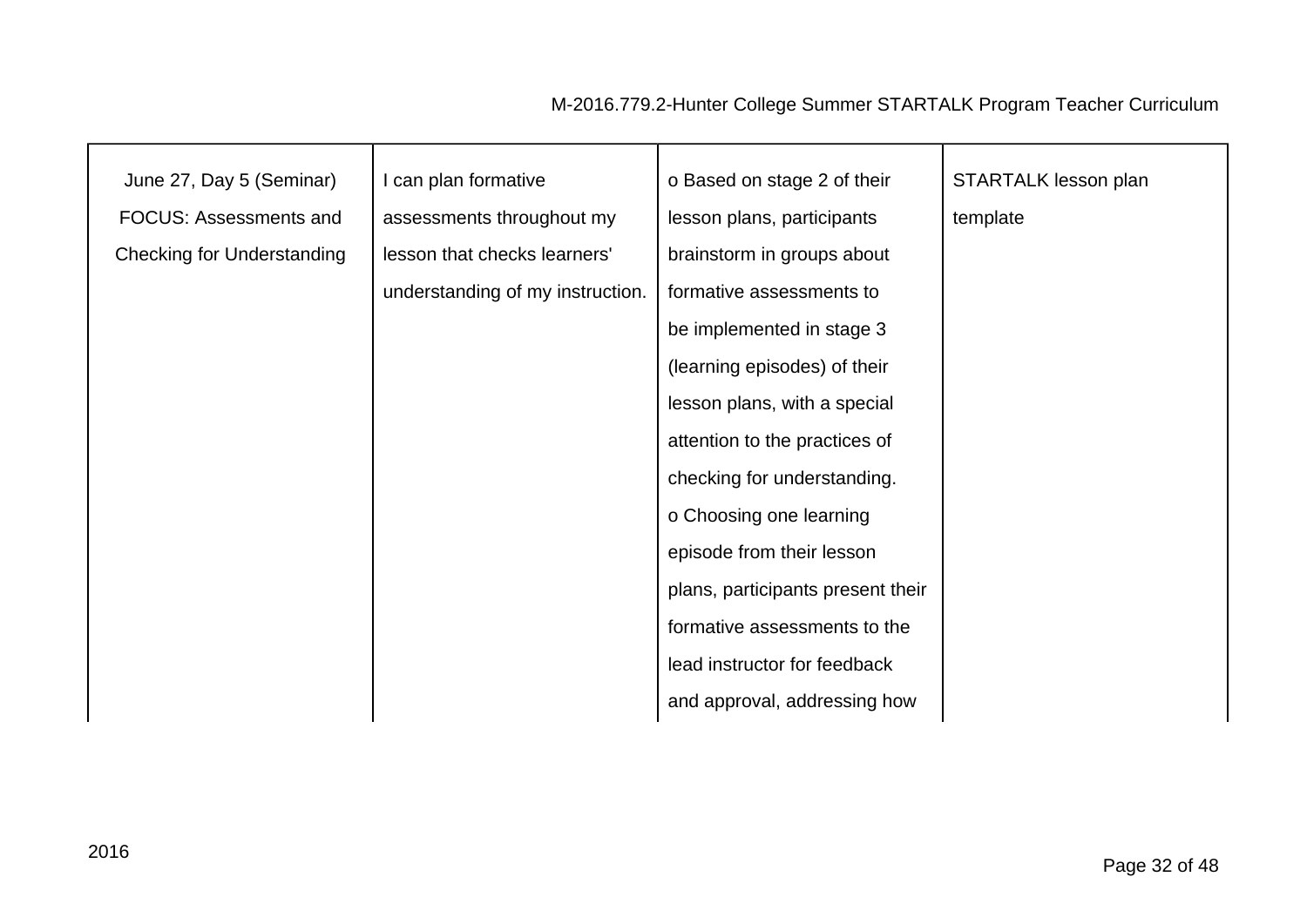| June 27, Day 5 (Seminar) FOCUS: Assessments and Checking for Understanding | I can plan formative assessments throughout my lesson that checks learners' understanding of my instruction. | o Based on stage 2 of their lesson plans, participants brainstorm in groups about formative assessments to be implemented in stage 3 (learning episodes) of their lesson plans, with a special attention to the practices of checking for understanding. o Choosing one learning episode from their lesson plans, participants present their formative assessments to the lead instructor for feedback and approval, addressing how | STARTALK lesson plan template |
|---|---|---|---|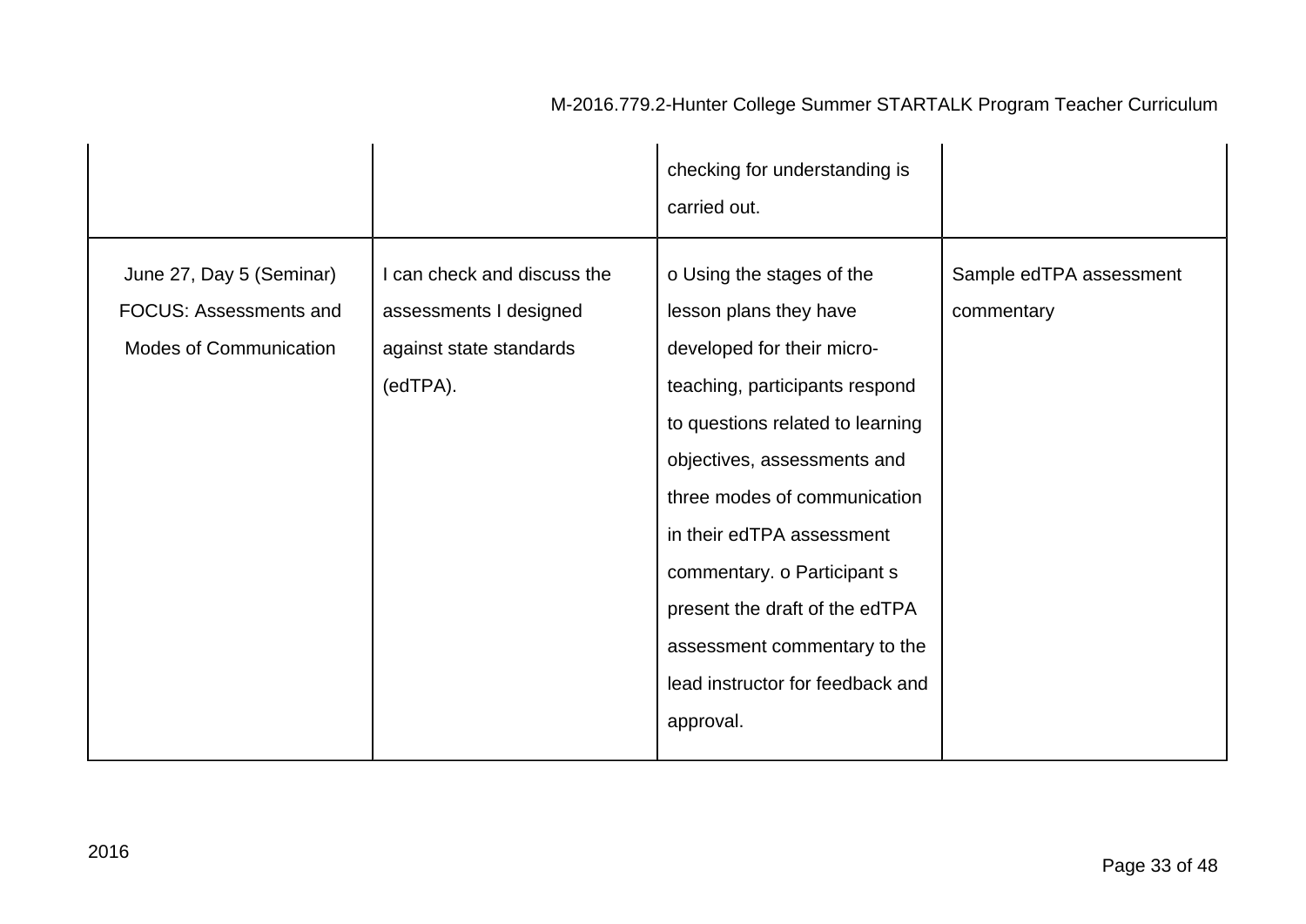| | | | |
|---|---|---|---|
| | | checking for understanding is carried out. | |
| June 27, Day 5 (Seminar) FOCUS: Assessments and Modes of Communication | I can check and discuss the assessments I designed against state standards (edTPA). | o Using the stages of the lesson plans they have developed for their micro-teaching, participants respond to questions related to learning objectives, assessments and three modes of communication in their edTPA assessment commentary. o Participant s present the draft of the edTPA assessment commentary to the lead instructor for feedback and approval. | Sample edTPA assessment commentary |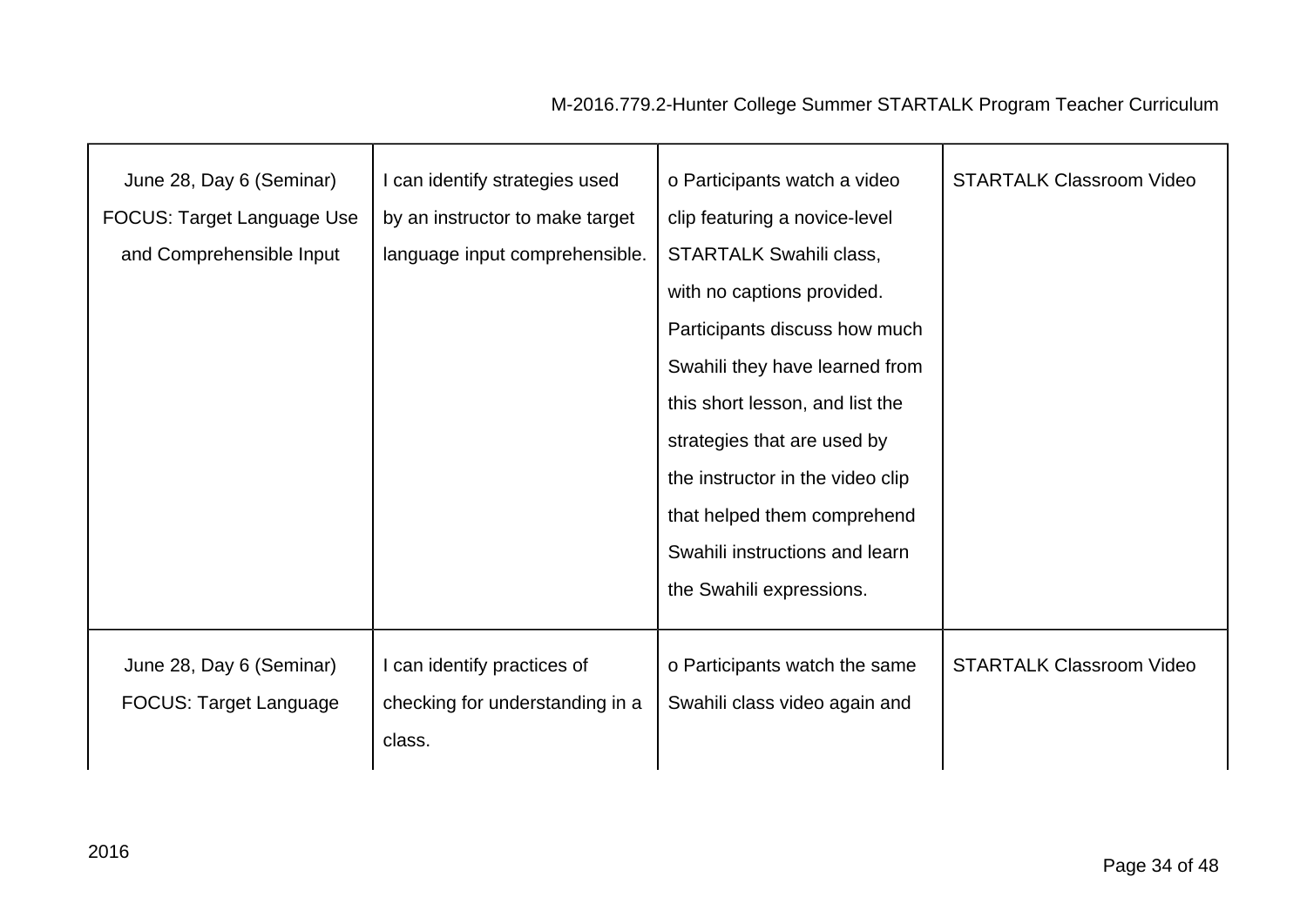| | | | |
|---|---|---|---|
| June 28, Day 6 (Seminar) FOCUS: Target Language Use and Comprehensible Input | I can identify strategies used by an instructor to make target language input comprehensible. | o Participants watch a video clip featuring a novice-level STARTALK Swahili class, with no captions provided. Participants discuss how much Swahili they have learned from this short lesson, and list the strategies that are used by the instructor in the video clip that helped them comprehend Swahili instructions and learn the Swahili expressions. | STARTALK Classroom Video |
| June 28, Day 6 (Seminar) FOCUS: Target Language | I can identify practices of checking for understanding in a class. | o Participants watch the same Swahili class video again and | STARTALK Classroom Video |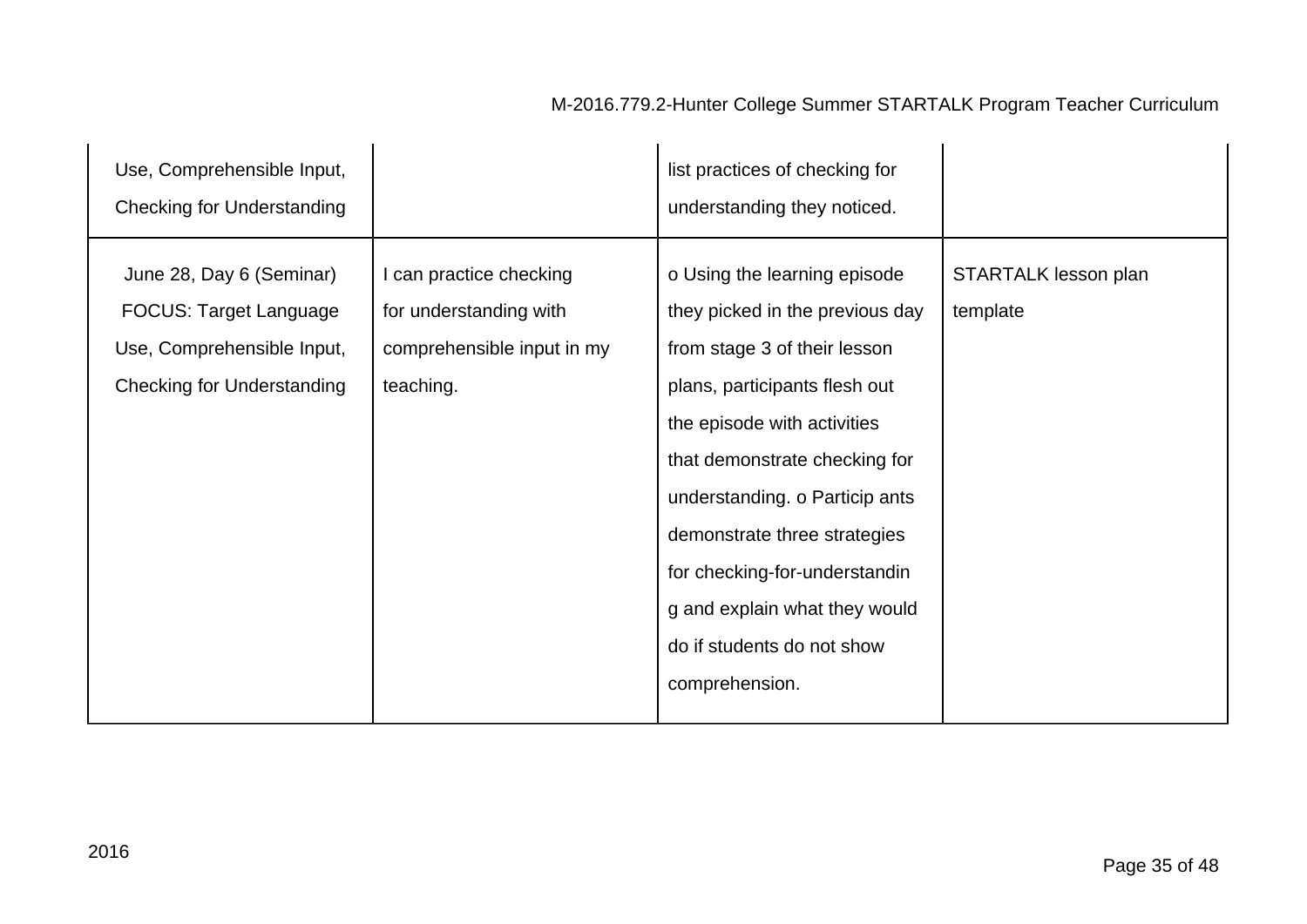| | | | |
|---|---|---|---|
| Use, Comprehensible Input, Checking for Understanding | | list practices of checking for understanding they noticed. | |
| June 28, Day 6 (Seminar) FOCUS: Target Language Use, Comprehensible Input, Checking for Understanding | I can practice checking for understanding with comprehensible input in my teaching. | o Using the learning episode they picked in the previous day from stage 3 of their lesson plans, participants flesh out the episode with activities that demonstrate checking for understanding. o Particip ants demonstrate three strategies for checking-for-understandin g and explain what they would do if students do not show comprehension. | STARTALK lesson plan template |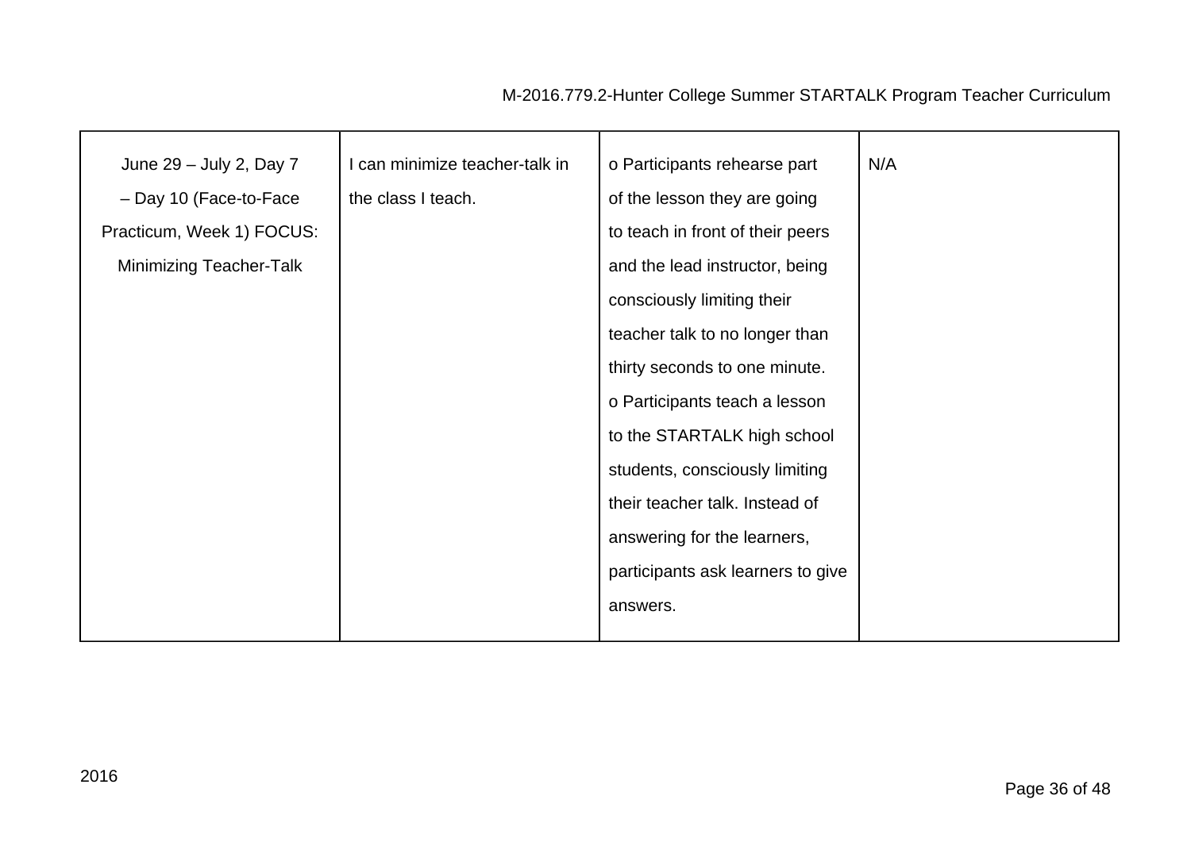| June 29 – July 2, Day 7 – Day 10 (Face-to-Face Practicum, Week 1) FOCUS: Minimizing Teacher-Talk | I can minimize teacher-talk in the class I teach. | o Participants rehearse part of the lesson they are going to teach in front of their peers and the lead instructor, being consciously limiting their teacher talk to no longer than thirty seconds to one minute. o Participants teach a lesson to the STARTALK high school students, consciously limiting their teacher talk. Instead of answering for the learners, participants ask learners to give answers. | N/A |
|---|---|---|---|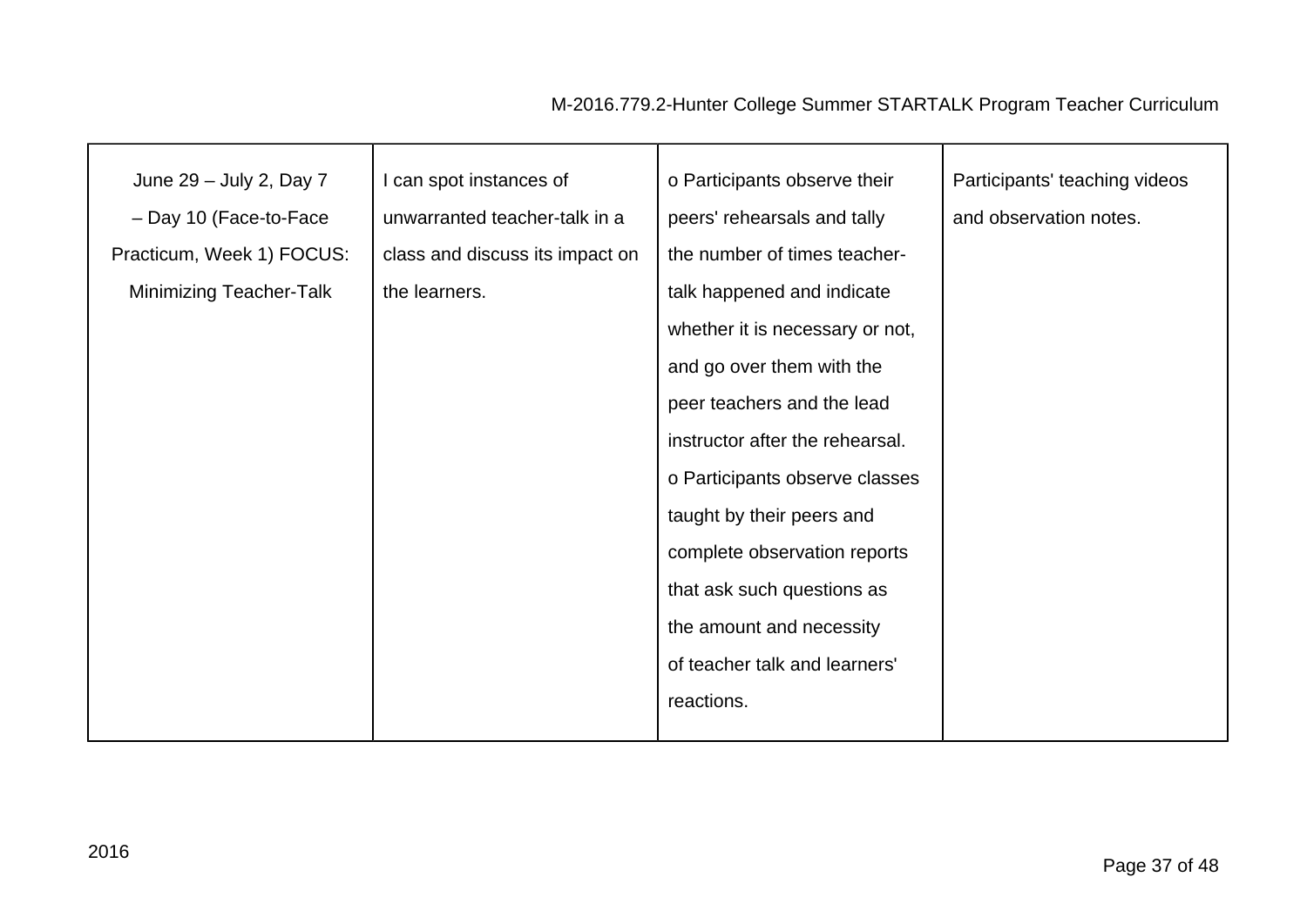| | | | |
|---|---|---|---|
| June 29 – July 2, Day 7 – Day 10 (Face-to-Face Practicum, Week 1) FOCUS: Minimizing Teacher-Talk | I can spot instances of unwarranted teacher-talk in a class and discuss its impact on the learners. | o Participants observe their peers' rehearsals and tally the number of times teacher-talk happened and indicate whether it is necessary or not, and go over them with the peer teachers and the lead instructor after the rehearsal.<br>o Participants observe classes taught by their peers and complete observation reports that ask such questions as the amount and necessity of teacher talk and learners' reactions. | Participants' teaching videos and observation notes. |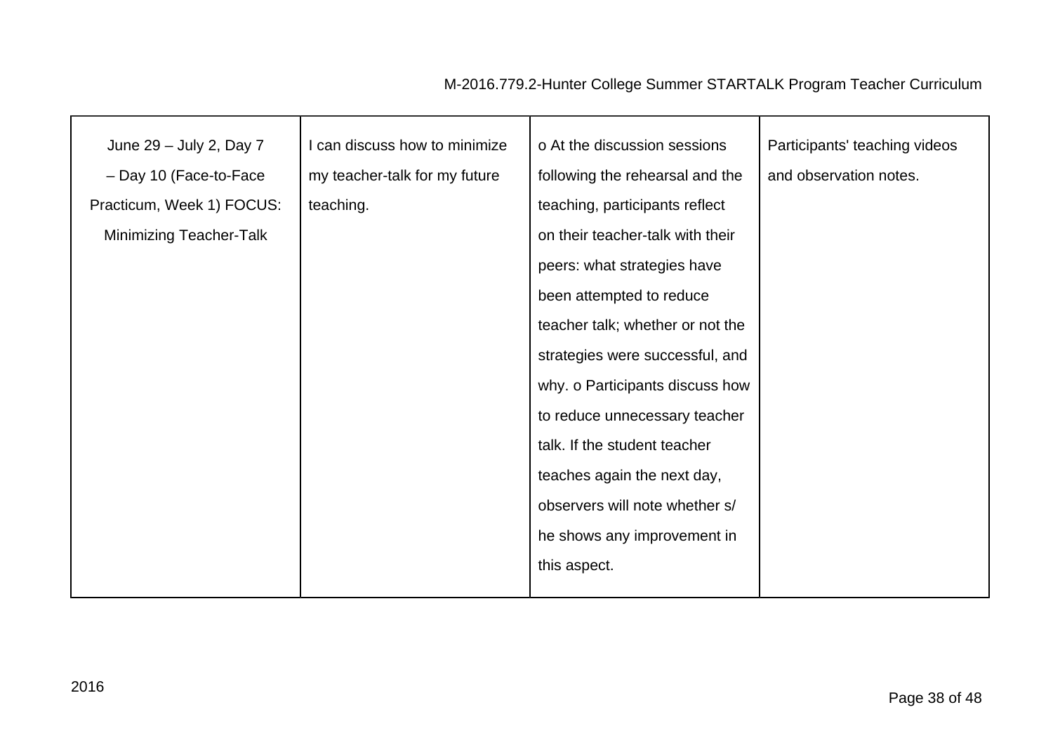| June 29 – July 2, Day 7 – Day 10 (Face-to-Face Practicum, Week 1) FOCUS: Minimizing Teacher-Talk | I can discuss how to minimize my teacher-talk for my future teaching. | o At the discussion sessions following the rehearsal and the teaching, participants reflect on their teacher-talk with their peers: what strategies have been attempted to reduce teacher talk; whether or not the strategies were successful, and why. o Participants discuss how to reduce unnecessary teacher talk. If the student teacher teaches again the next day, observers will note whether s/he shows any improvement in this aspect. | Participants' teaching videos and observation notes. |
|---|---|---|---|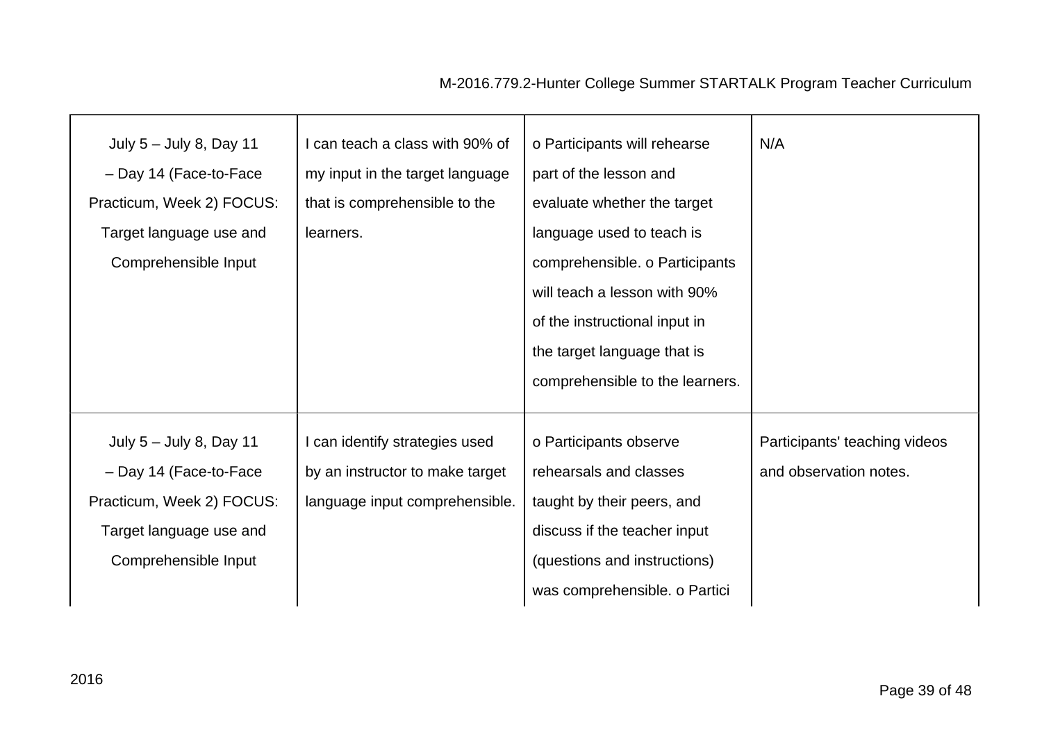| | | | |
|---|---|---|---|
| July 5 – July 8, Day 11 – Day 14 (Face-to-Face Practicum, Week 2) FOCUS: Target language use and Comprehensible Input | I can teach a class with 90% of my input in the target language that is comprehensible to the learners. | o Participants will rehearse part of the lesson and evaluate whether the target language used to teach is comprehensible. o Participants will teach a lesson with 90% of the instructional input in the target language that is comprehensible to the learners. | N/A |
| July 5 – July 8, Day 11 – Day 14 (Face-to-Face Practicum, Week 2) FOCUS: Target language use and Comprehensible Input | I can identify strategies used by an instructor to make target language input comprehensible. | o Participants observe rehearsals and classes taught by their peers, and discuss if the teacher input (questions and instructions) was comprehensible. o Partici | Participants' teaching videos and observation notes. |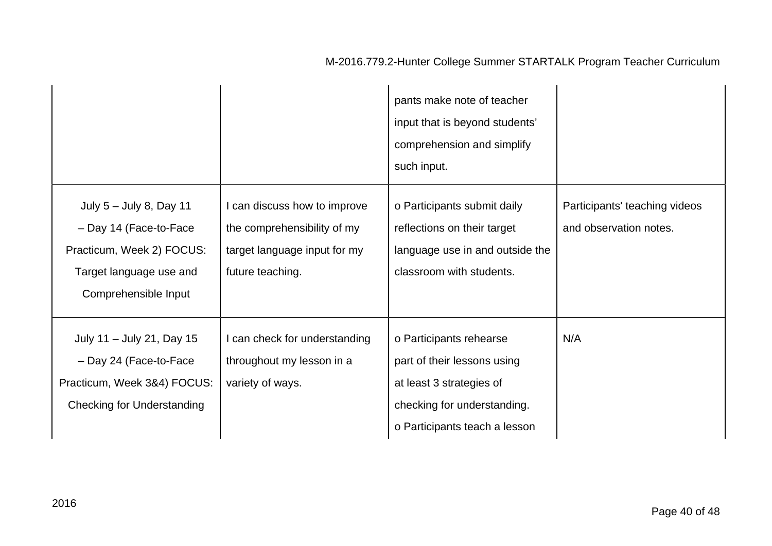| | | | |
|---|---|---|---|
| | | pants make note of teacher input that is beyond students' comprehension and simplify such input. | |
| July 5 – July 8, Day 11 – Day 14 (Face-to-Face Practicum, Week 2) FOCUS: Target language use and Comprehensible Input | I can discuss how to improve the comprehensibility of my target language input for my future teaching. | o Participants submit daily reflections on their target language use in and outside the classroom with students. | Participants' teaching videos and observation notes. |
| July 11 – July 21, Day 15 – Day 24 (Face-to-Face Practicum, Week 3&4) FOCUS: Checking for Understanding | I can check for understanding throughout my lesson in a variety of ways. | o Participants rehearse part of their lessons using at least 3 strategies of checking for understanding.<br>o Participants teach a lesson | N/A |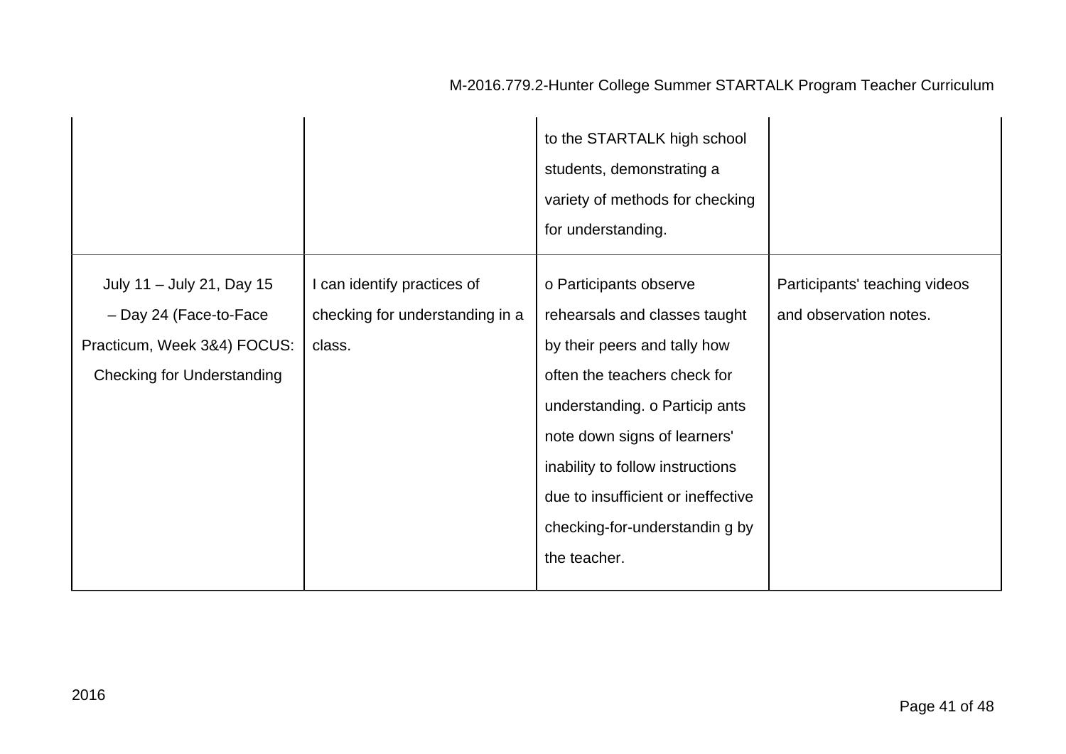| | | | |
|---|---|---|---|
| | | to the STARTALK high school students, demonstrating a variety of methods for checking for understanding. | |
| July 11 – July 21, Day 15 – Day 24 (Face-to-Face Practicum, Week 3&4) FOCUS: Checking for Understanding | I can identify practices of checking for understanding in a class. | o Participants observe rehearsals and classes taught by their peers and tally how often the teachers check for understanding. o Particip ants note down signs of learners' inability to follow instructions due to insufficient or ineffective checking-for-understandin g by the teacher. | Participants' teaching videos and observation notes. |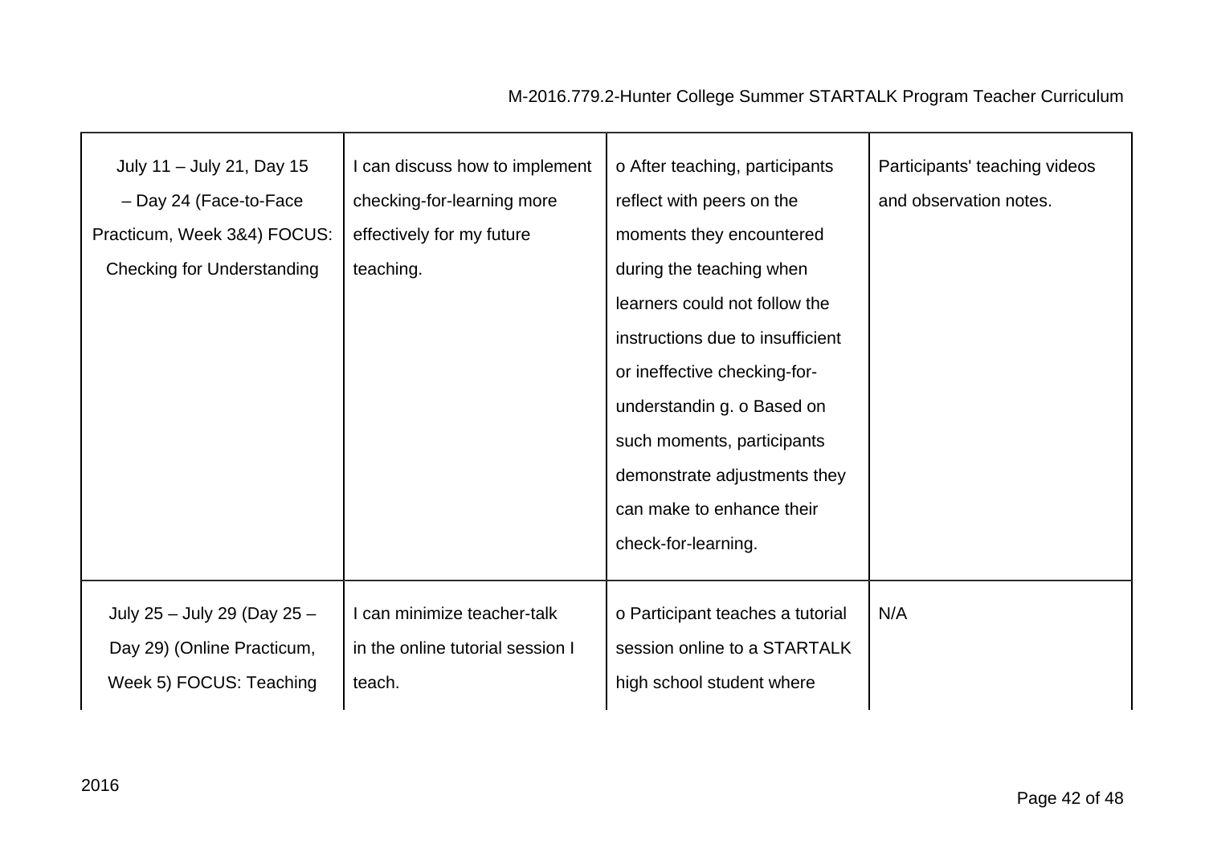| | | | |
|---|---|---|---|
| July 11 – July 21, Day 15 – Day 24 (Face-to-Face Practicum, Week 3&4) FOCUS: Checking for Understanding | I can discuss how to implement checking-for-learning more effectively for my future teaching. | o After teaching, participants reflect with peers on the moments they encountered during the teaching when learners could not follow the instructions due to insufficient or ineffective checking-for-understandin g. o Based on such moments, participants demonstrate adjustments they can make to enhance their check-for-learning. | Participants' teaching videos and observation notes. |
| July 25 – July 29 (Day 25 – Day 29) (Online Practicum, Week 5) FOCUS: Teaching | I can minimize teacher-talk in the online tutorial session I teach. | o Participant teaches a tutorial session online to a STARTALK high school student where | N/A |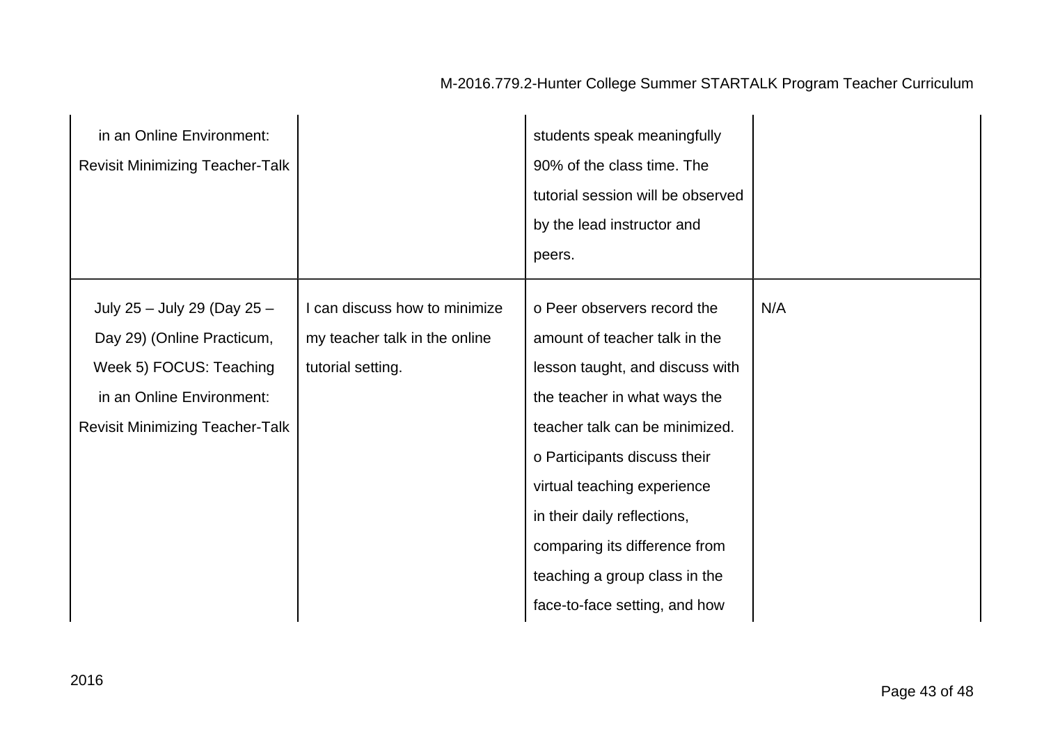| | | | |
|---|---|---|---|
| in an Online Environment: Revisit Minimizing Teacher-Talk | | students speak meaningfully 90% of the class time. The tutorial session will be observed by the lead instructor and peers. | |
| July 25 – July 29 (Day 25 – Day 29) (Online Practicum, Week 5) FOCUS: Teaching in an Online Environment: Revisit Minimizing Teacher-Talk | I can discuss how to minimize my teacher talk in the online tutorial setting. | o Peer observers record the amount of teacher talk in the lesson taught, and discuss with the teacher in what ways the teacher talk can be minimized. o Participants discuss their virtual teaching experience in their daily reflections, comparing its difference from teaching a group class in the face-to-face setting, and how | N/A |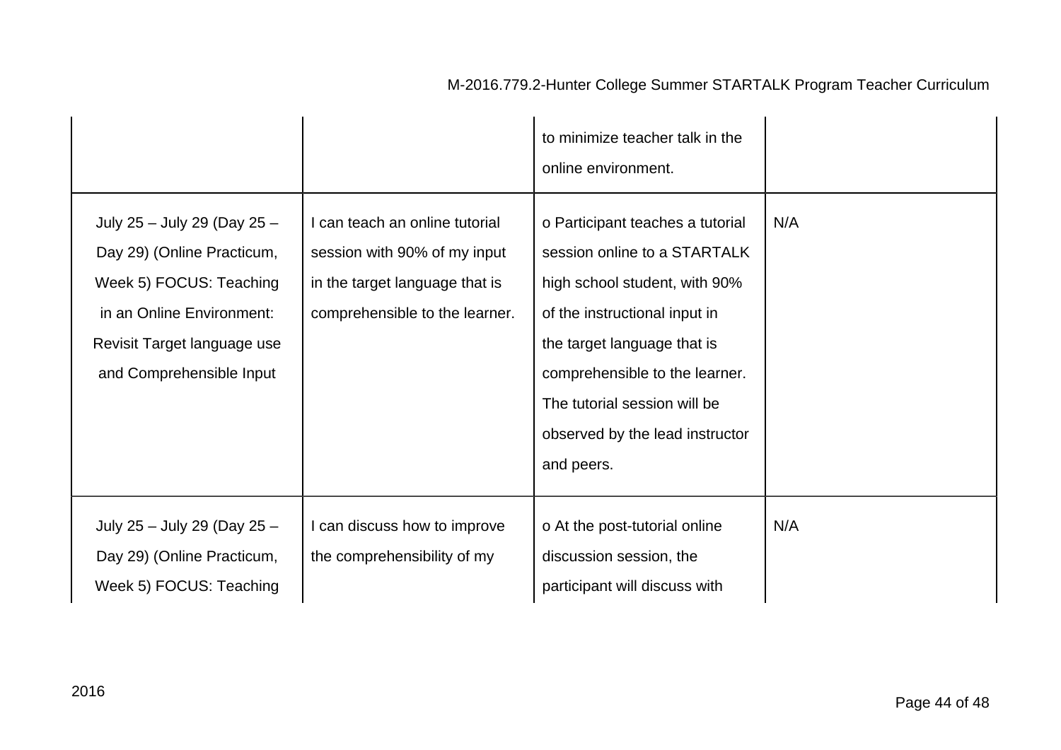| | | | |
|---|---|---|---|
| | | to minimize teacher talk in the online environment. | |
| July 25 – July 29 (Day 25 – Day 29) (Online Practicum, Week 5) FOCUS: Teaching in an Online Environment: Revisit Target language use and Comprehensible Input | I can teach an online tutorial session with 90% of my input in the target language that is comprehensible to the learner. | o Participant teaches a tutorial session online to a STARTALK high school student, with 90% of the instructional input in the target language that is comprehensible to the learner. The tutorial session will be observed by the lead instructor and peers. | N/A |
| July 25 – July 29 (Day 25 – Day 29) (Online Practicum, Week 5) FOCUS: Teaching | I can discuss how to improve the comprehensibility of my | o At the post-tutorial online discussion session, the participant will discuss with | N/A |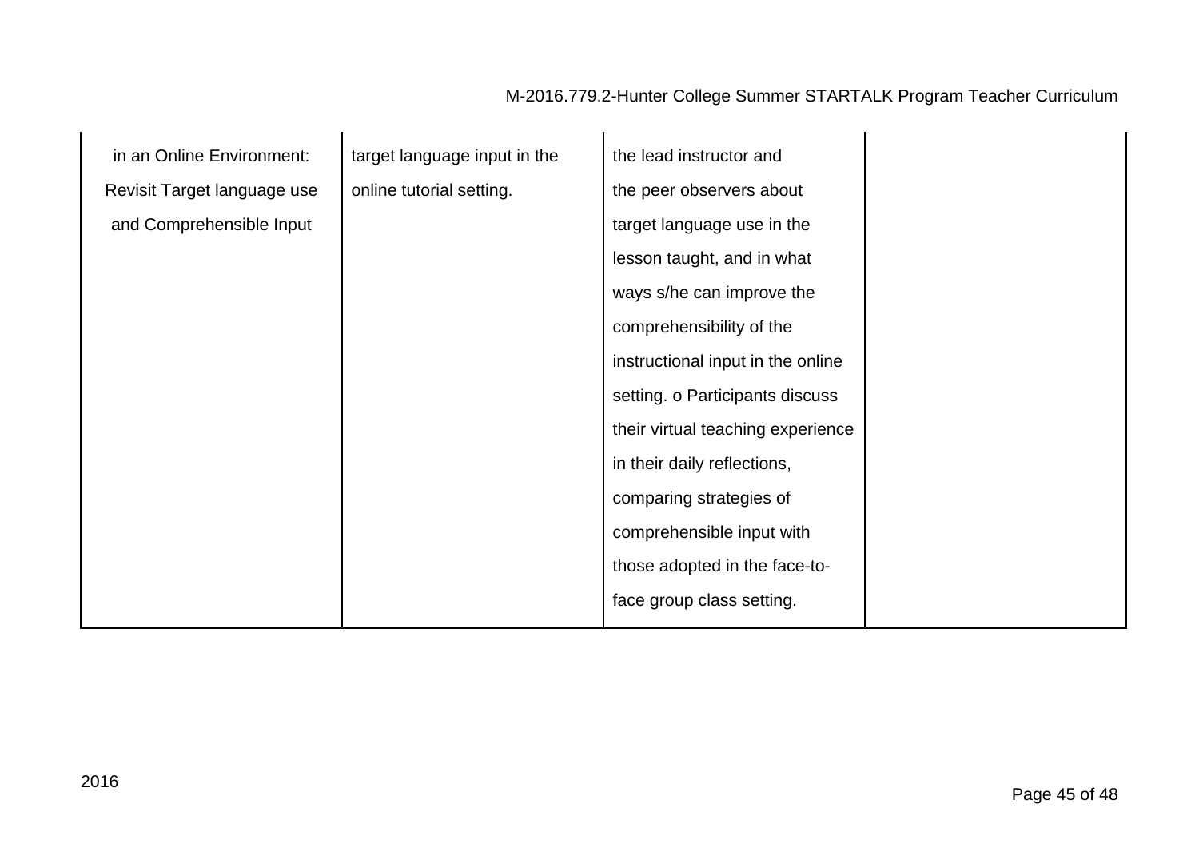| | | | |
|---|---|---|---|
| in an Online Environment: Revisit Target language use and Comprehensible Input | target language input in the online tutorial setting. | the lead instructor and the peer observers about target language use in the lesson taught, and in what ways s/he can improve the comprehensibility of the instructional input in the online setting. o Participants discuss their virtual teaching experience in their daily reflections, comparing strategies of comprehensible input with those adopted in the face-to-face group class setting. | |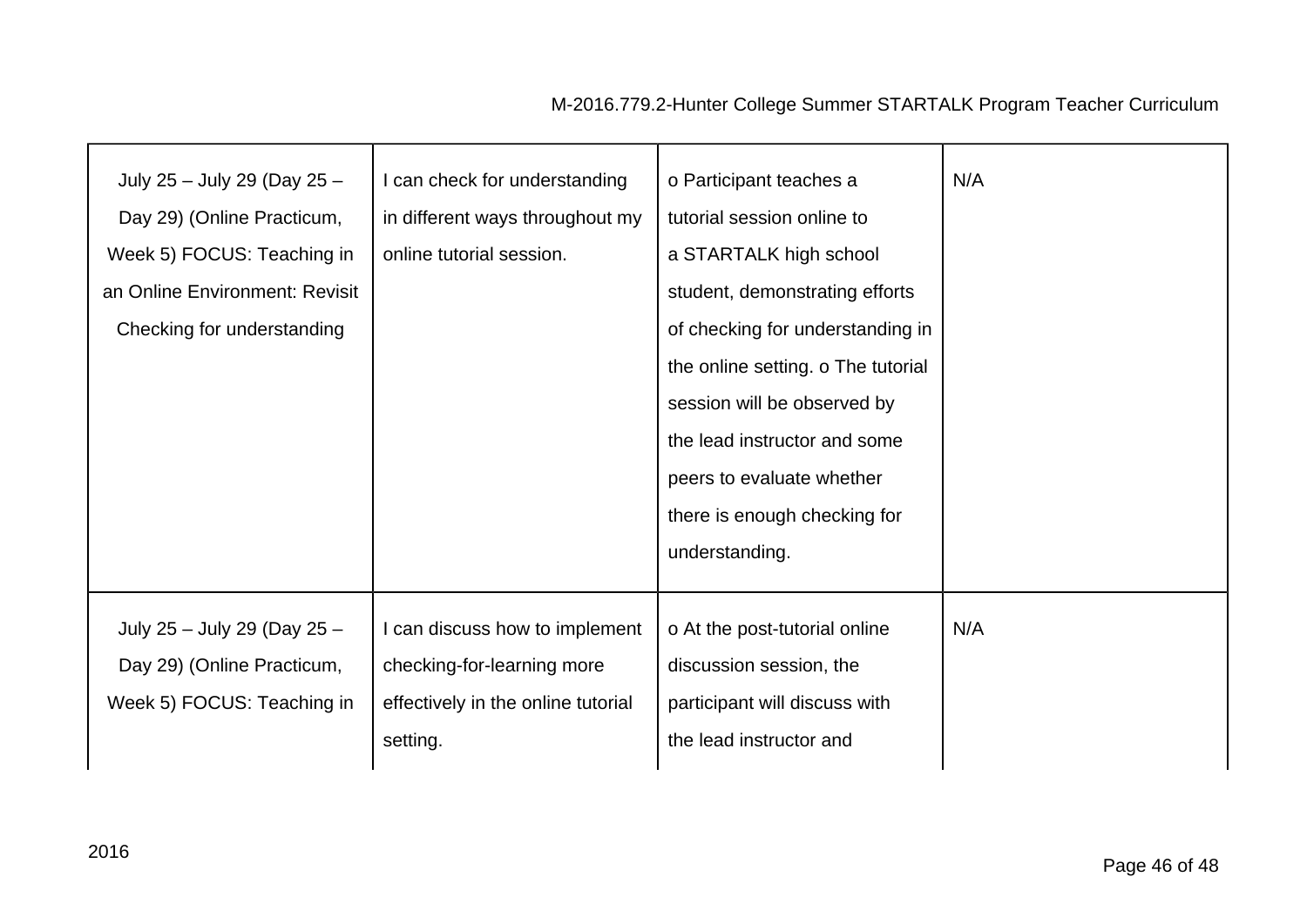| | | | |
|---|---|---|---|
| July 25 – July 29 (Day 25 – Day 29) (Online Practicum, Week 5) FOCUS: Teaching in an Online Environment: Revisit Checking for understanding | I can check for understanding in different ways throughout my online tutorial session. | o Participant teaches a tutorial session online to a STARTALK high school student, demonstrating efforts of checking for understanding in the online setting. o The tutorial session will be observed by the lead instructor and some peers to evaluate whether there is enough checking for understanding. | N/A |
| July 25 – July 29 (Day 25 – Day 29) (Online Practicum, Week 5) FOCUS: Teaching in | I can discuss how to implement checking-for-learning more effectively in the online tutorial setting. | o At the post-tutorial online discussion session, the participant will discuss with the lead instructor and | N/A |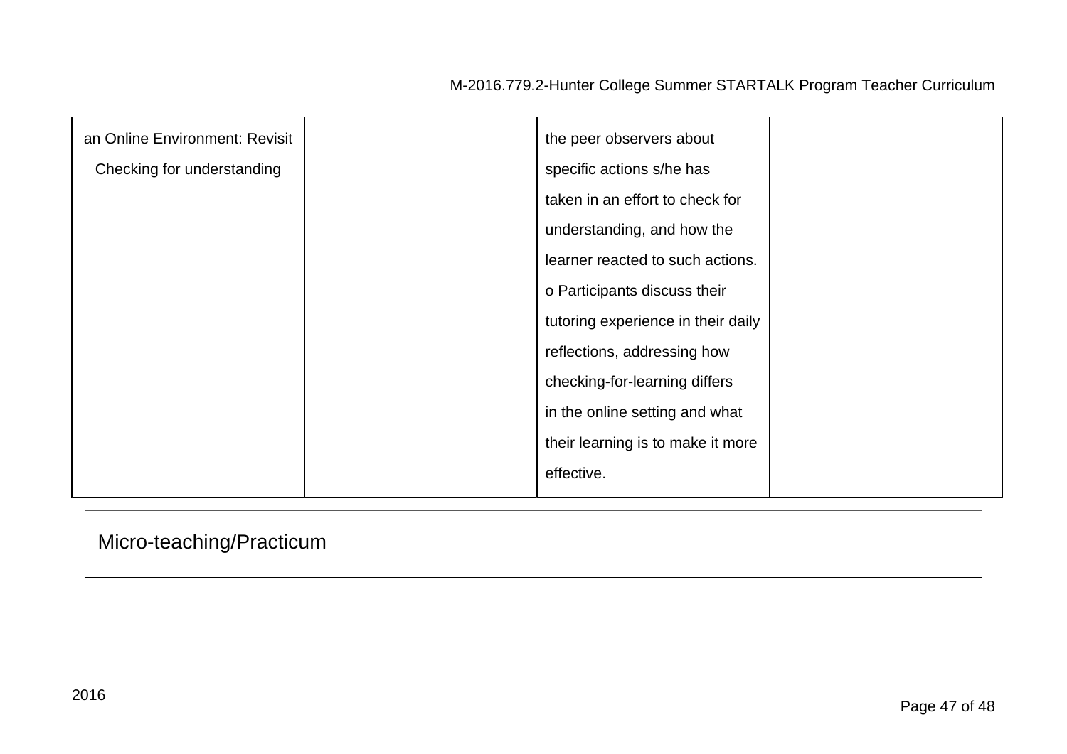| | | | |
|---|---|---|---|
| an Online Environment: Revisit Checking for understanding | | the peer observers about specific actions s/he has taken in an effort to check for understanding, and how the learner reacted to such actions.<br>o Participants discuss their tutoring experience in their daily reflections, addressing how checking-for-learning differs in the online setting and what their learning is to make it more effective. | |

| Micro-teaching/Practicum |
|---|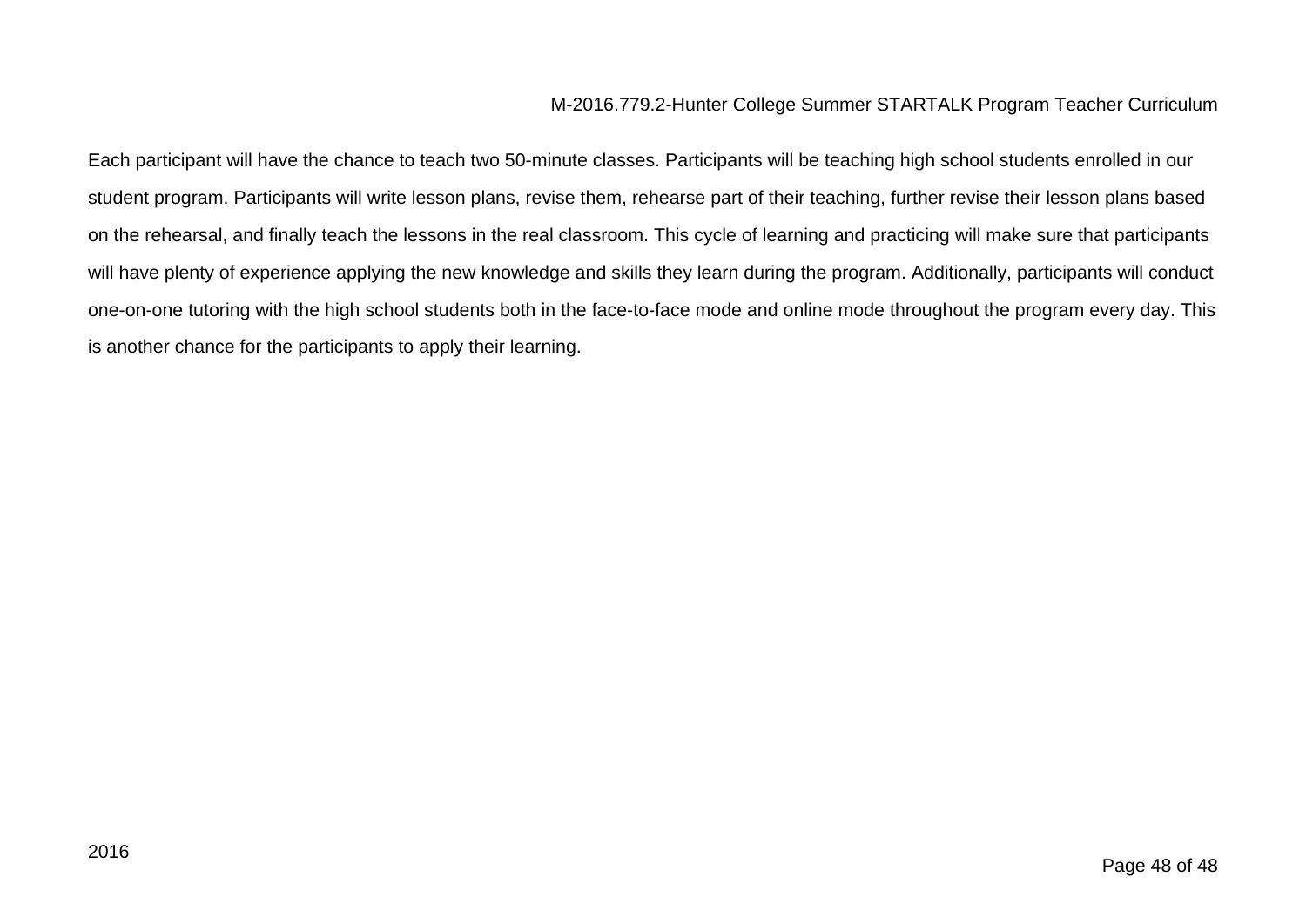Each participant will have the chance to teach two 50-minute classes. Participants will be teaching high school students enrolled in our student program. Participants will write lesson plans, revise them, rehearse part of their teaching, further revise their lesson plans based on the rehearsal, and finally teach the lessons in the real classroom. This cycle of learning and practicing will make sure that participants will have plenty of experience applying the new knowledge and skills they learn during the program. Additionally, participants will conduct one-on-one tutoring with the high school students both in the face-to-face mode and online mode throughout the program every day. This is another chance for the participants to apply their learning.